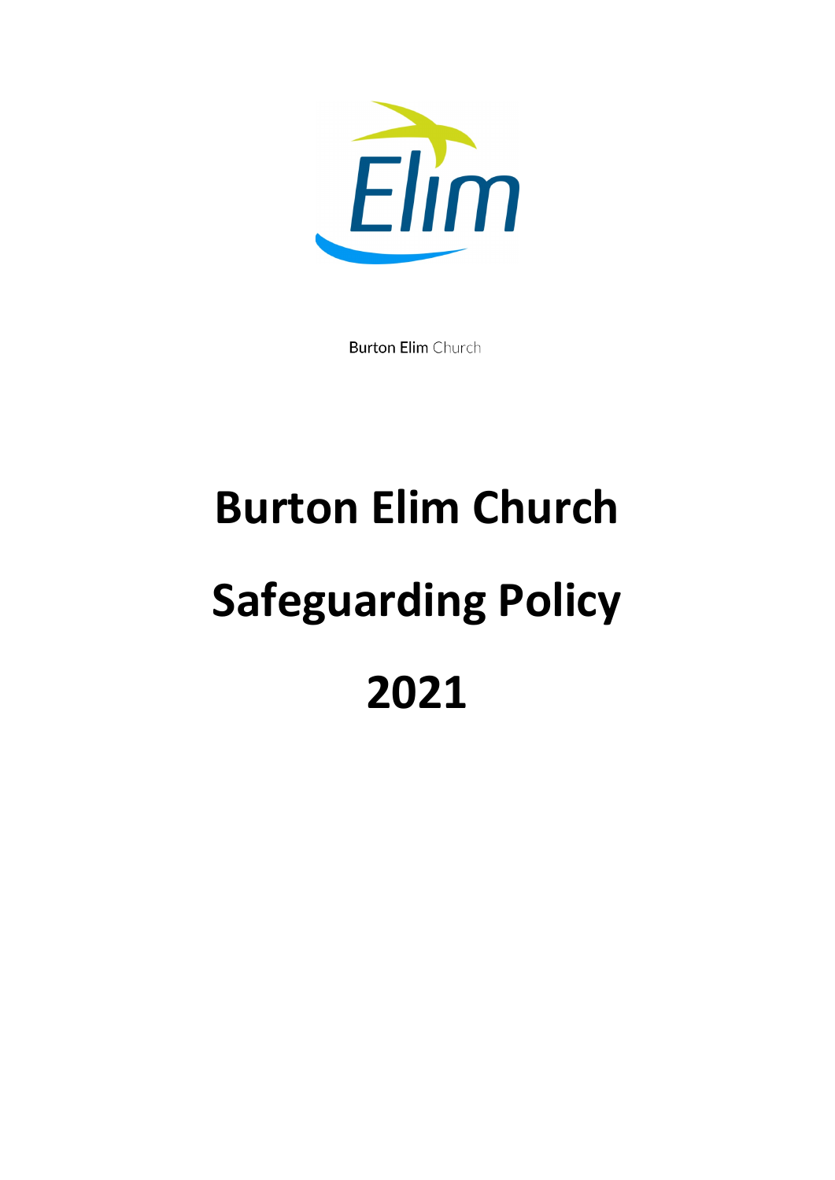Elim

Burton Elim Church

# Burton Elim Church

# Safeguarding Policy

# 2021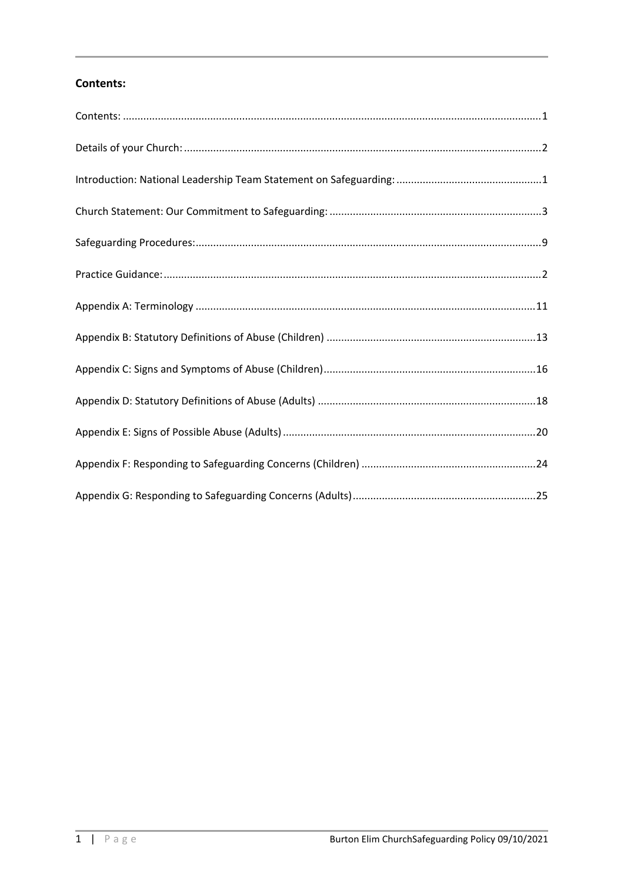## Contents:

Contents: ..... 1

Details of your Church: ..... 2

Introduction: National Leadership Team Statement on Safeguarding: ..... 1

Church Statement: Our Commitment to Safeguarding: ..... 3

Safeguarding Procedures: ..... 9

Practice Guidance: ..... 2

Appendix A: Terminology ..... 11

Appendix B: Statutory Definitions of Abuse (Children) ..... 13

Appendix C: Signs and Symptoms of Abuse (Children) ..... 16

Appendix D: Statutory Definitions of Abuse (Adults) ..... 18

Appendix E: Signs of Possible Abuse (Adults) ..... 20

Appendix F: Responding to Safeguarding Concerns (Children) ..... 24

Appendix G: Responding to Safeguarding Concerns (Adults) ..... 25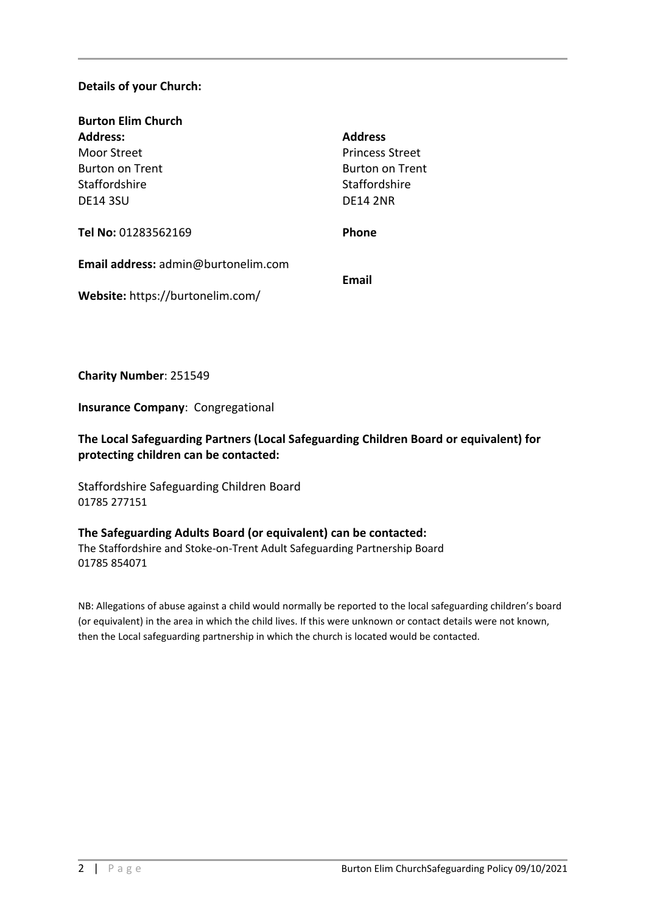**Details of your Church:**

**Burton Elim Church**

**Address:**
Moor Street
Burton on Trent
Staffordshire
DE14 3SU

**Tel No:** 01283562169

**Email address:** admin@burtonelim.com

**Website:** https://burtonelim.com/

**Address**
Princess Street
Burton on Trent
Staffordshire
DE14 2NR

**Phone**

**Email**

**Charity Number**: 251549

**Insurance Company**: Congregational

**The Local Safeguarding Partners (Local Safeguarding Children Board or equivalent) for protecting children can be contacted:**

Staffordshire Safeguarding Children Board
01785 277151

**The Safeguarding Adults Board (or equivalent) can be contacted:**
The Staffordshire and Stoke-on-Trent Adult Safeguarding Partnership Board
01785 854071

NB: Allegations of abuse against a child would normally be reported to the local safeguarding children's board (or equivalent) in the area in which the child lives. If this were unknown or contact details were not known, then the Local safeguarding partnership in which the church is located would be contacted.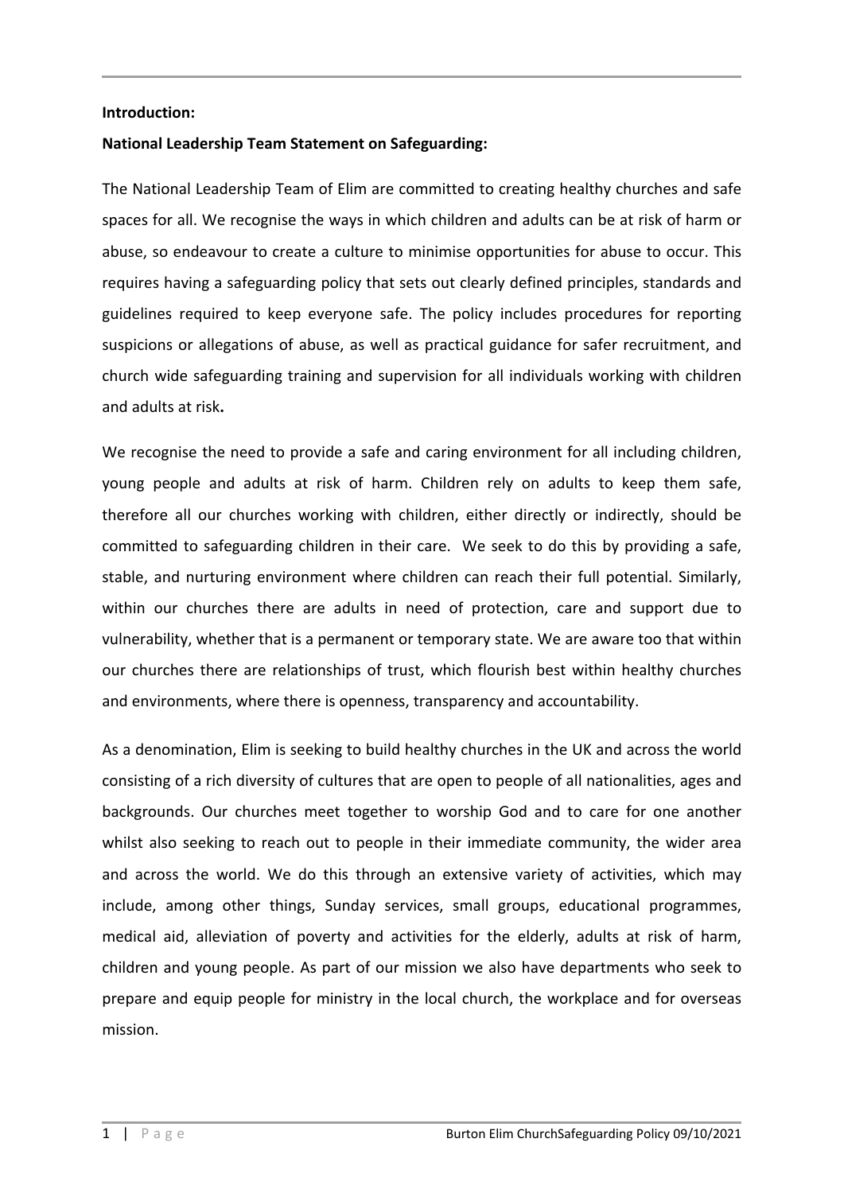**Introduction:**

**National Leadership Team Statement on Safeguarding:**

The National Leadership Team of Elim are committed to creating healthy churches and safe spaces for all. We recognise the ways in which children and adults can be at risk of harm or abuse, so endeavour to create a culture to minimise opportunities for abuse to occur. This requires having a safeguarding policy that sets out clearly defined principles, standards and guidelines required to keep everyone safe. The policy includes procedures for reporting suspicions or allegations of abuse, as well as practical guidance for safer recruitment, and church wide safeguarding training and supervision for all individuals working with children and adults at risk**.**

We recognise the need to provide a safe and caring environment for all including children, young people and adults at risk of harm. Children rely on adults to keep them safe, therefore all our churches working with children, either directly or indirectly, should be committed to safeguarding children in their care. We seek to do this by providing a safe, stable, and nurturing environment where children can reach their full potential. Similarly, within our churches there are adults in need of protection, care and support due to vulnerability, whether that is a permanent or temporary state. We are aware too that within our churches there are relationships of trust, which flourish best within healthy churches and environments, where there is openness, transparency and accountability.

As a denomination, Elim is seeking to build healthy churches in the UK and across the world consisting of a rich diversity of cultures that are open to people of all nationalities, ages and backgrounds. Our churches meet together to worship God and to care for one another whilst also seeking to reach out to people in their immediate community, the wider area and across the world. We do this through an extensive variety of activities, which may include, among other things, Sunday services, small groups, educational programmes, medical aid, alleviation of poverty and activities for the elderly, adults at risk of harm, children and young people. As part of our mission we also have departments who seek to prepare and equip people for ministry in the local church, the workplace and for overseas mission.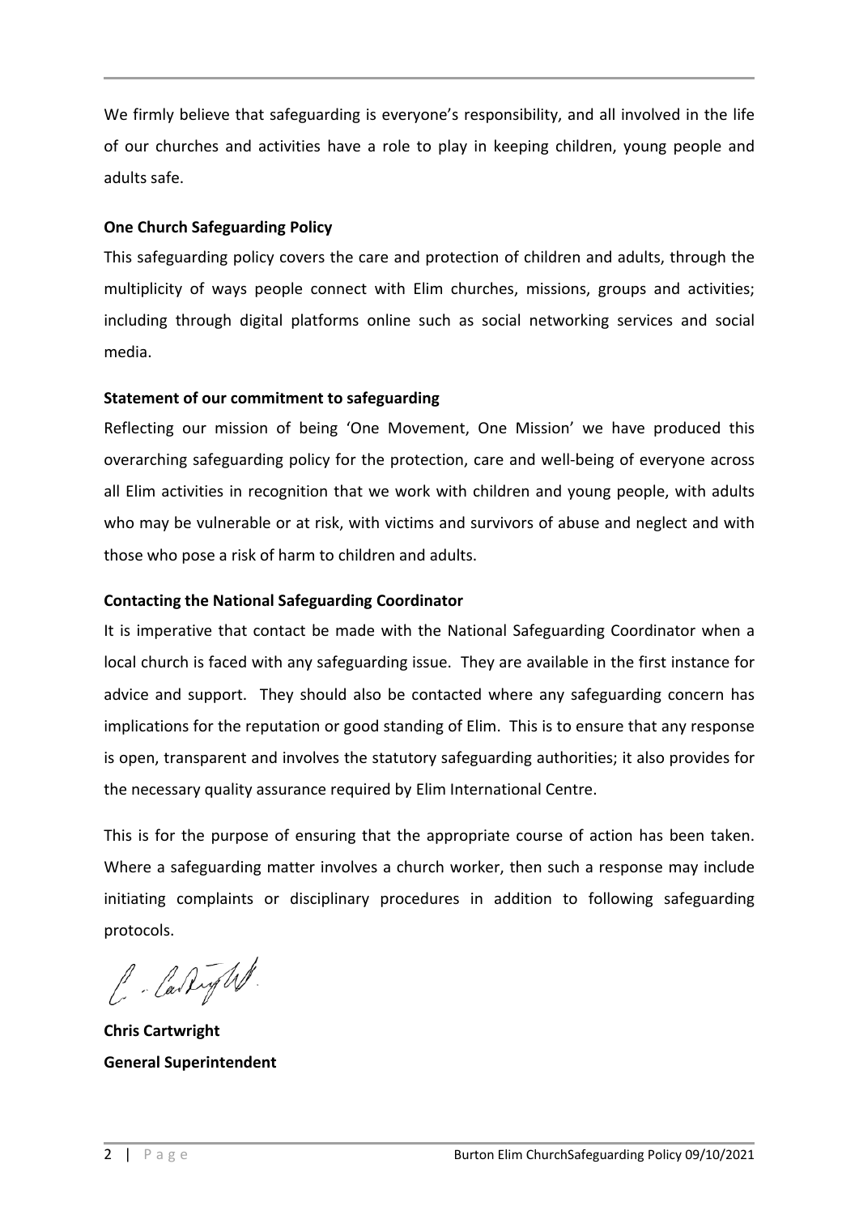We firmly believe that safeguarding is everyone's responsibility, and all involved in the life of our churches and activities have a role to play in keeping children, young people and adults safe.

**One Church Safeguarding Policy**

This safeguarding policy covers the care and protection of children and adults, through the multiplicity of ways people connect with Elim churches, missions, groups and activities; including through digital platforms online such as social networking services and social media.

**Statement of our commitment to safeguarding**

Reflecting our mission of being 'One Movement, One Mission' we have produced this overarching safeguarding policy for the protection, care and well-being of everyone across all Elim activities in recognition that we work with children and young people, with adults who may be vulnerable or at risk, with victims and survivors of abuse and neglect and with those who pose a risk of harm to children and adults.

**Contacting the National Safeguarding Coordinator**

It is imperative that contact be made with the National Safeguarding Coordinator when a local church is faced with any safeguarding issue. They are available in the first instance for advice and support. They should also be contacted where any safeguarding concern has implications for the reputation or good standing of Elim. This is to ensure that any response is open, transparent and involves the statutory safeguarding authorities; it also provides for the necessary quality assurance required by Elim International Centre.

This is for the purpose of ensuring that the appropriate course of action has been taken. Where a safeguarding matter involves a church worker, then such a response may include initiating complaints or disciplinary procedures in addition to following safeguarding protocols.

**Chris Cartwright**
**General Superintendent**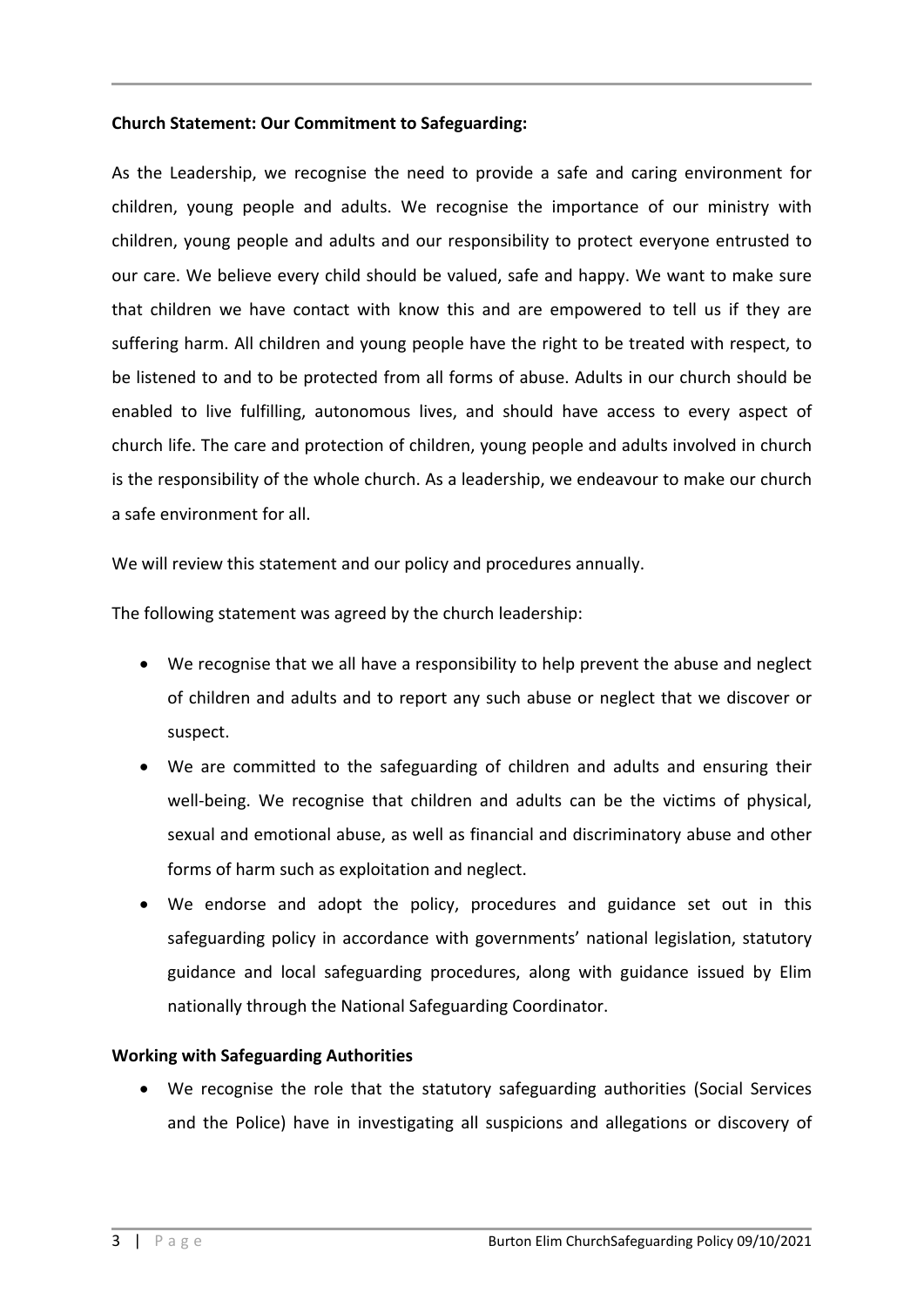**Church Statement: Our Commitment to Safeguarding:**

As the Leadership, we recognise the need to provide a safe and caring environment for children, young people and adults. We recognise the importance of our ministry with children, young people and adults and our responsibility to protect everyone entrusted to our care. We believe every child should be valued, safe and happy. We want to make sure that children we have contact with know this and are empowered to tell us if they are suffering harm. All children and young people have the right to be treated with respect, to be listened to and to be protected from all forms of abuse. Adults in our church should be enabled to live fulfilling, autonomous lives, and should have access to every aspect of church life. The care and protection of children, young people and adults involved in church is the responsibility of the whole church. As a leadership, we endeavour to make our church a safe environment for all.

We will review this statement and our policy and procedures annually.

The following statement was agreed by the church leadership:

- We recognise that we all have a responsibility to help prevent the abuse and neglect of children and adults and to report any such abuse or neglect that we discover or suspect.
- We are committed to the safeguarding of children and adults and ensuring their well-being. We recognise that children and adults can be the victims of physical, sexual and emotional abuse, as well as financial and discriminatory abuse and other forms of harm such as exploitation and neglect.
- We endorse and adopt the policy, procedures and guidance set out in this safeguarding policy in accordance with governments' national legislation, statutory guidance and local safeguarding procedures, along with guidance issued by Elim nationally through the National Safeguarding Coordinator.

**Working with Safeguarding Authorities**

- We recognise the role that the statutory safeguarding authorities (Social Services and the Police) have in investigating all suspicions and allegations or discovery of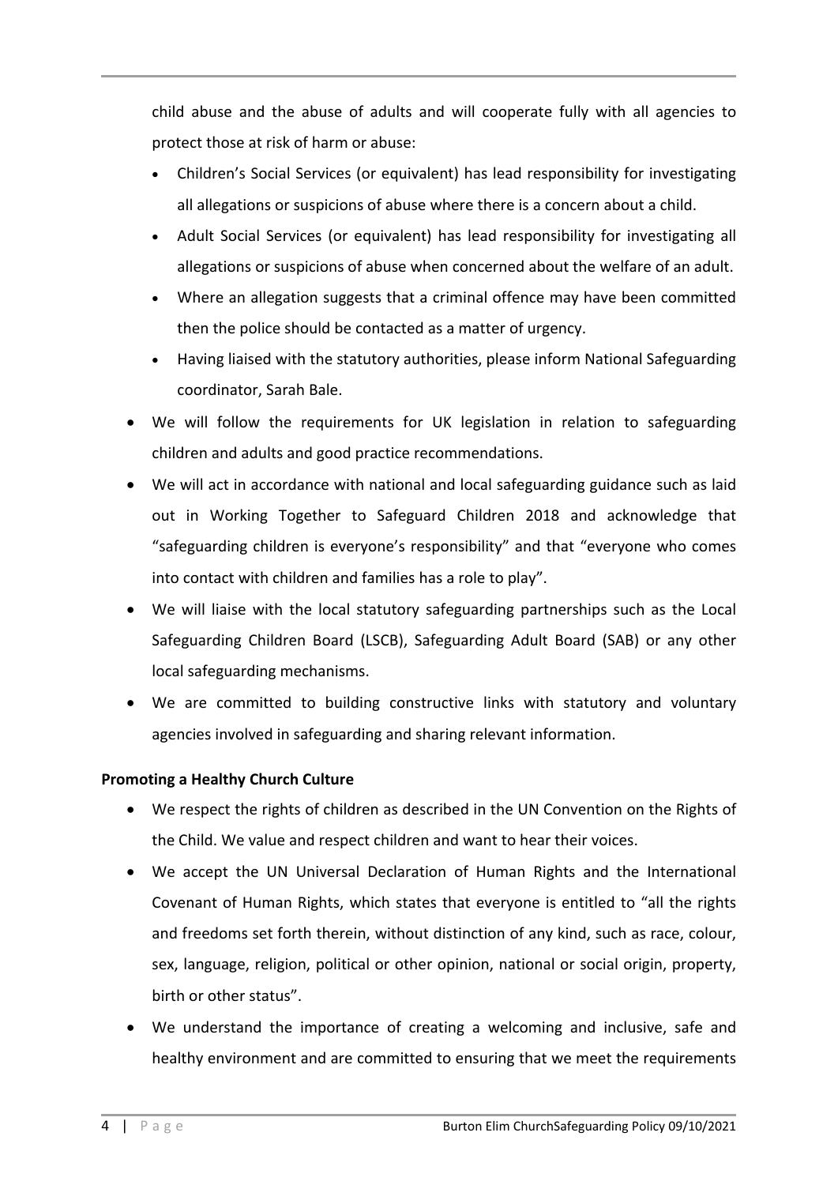child abuse and the abuse of adults and will cooperate fully with all agencies to protect those at risk of harm or abuse:

- Children's Social Services (or equivalent) has lead responsibility for investigating all allegations or suspicions of abuse where there is a concern about a child.
- Adult Social Services (or equivalent) has lead responsibility for investigating all allegations or suspicions of abuse when concerned about the welfare of an adult.
- Where an allegation suggests that a criminal offence may have been committed then the police should be contacted as a matter of urgency.
- Having liaised with the statutory authorities, please inform National Safeguarding coordinator, Sarah Bale.

- We will follow the requirements for UK legislation in relation to safeguarding children and adults and good practice recommendations.
- We will act in accordance with national and local safeguarding guidance such as laid out in Working Together to Safeguard Children 2018 and acknowledge that "safeguarding children is everyone's responsibility" and that "everyone who comes into contact with children and families has a role to play".
- We will liaise with the local statutory safeguarding partnerships such as the Local Safeguarding Children Board (LSCB), Safeguarding Adult Board (SAB) or any other local safeguarding mechanisms.
- We are committed to building constructive links with statutory and voluntary agencies involved in safeguarding and sharing relevant information.

**Promoting a Healthy Church Culture**

- We respect the rights of children as described in the UN Convention on the Rights of the Child. We value and respect children and want to hear their voices.
- We accept the UN Universal Declaration of Human Rights and the International Covenant of Human Rights, which states that everyone is entitled to "all the rights and freedoms set forth therein, without distinction of any kind, such as race, colour, sex, language, religion, political or other opinion, national or social origin, property, birth or other status".
- We understand the importance of creating a welcoming and inclusive, safe and healthy environment and are committed to ensuring that we meet the requirements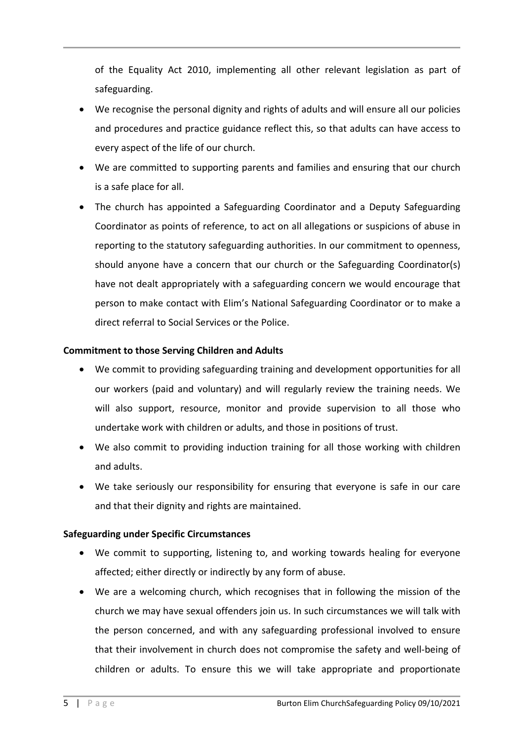of the Equality Act 2010, implementing all other relevant legislation as part of safeguarding.

- We recognise the personal dignity and rights of adults and will ensure all our policies and procedures and practice guidance reflect this, so that adults can have access to every aspect of the life of our church.
- We are committed to supporting parents and families and ensuring that our church is a safe place for all.
- The church has appointed a Safeguarding Coordinator and a Deputy Safeguarding Coordinator as points of reference, to act on all allegations or suspicions of abuse in reporting to the statutory safeguarding authorities. In our commitment to openness, should anyone have a concern that our church or the Safeguarding Coordinator(s) have not dealt appropriately with a safeguarding concern we would encourage that person to make contact with Elim's National Safeguarding Coordinator or to make a direct referral to Social Services or the Police.

**Commitment to those Serving Children and Adults**

- We commit to providing safeguarding training and development opportunities for all our workers (paid and voluntary) and will regularly review the training needs. We will also support, resource, monitor and provide supervision to all those who undertake work with children or adults, and those in positions of trust.
- We also commit to providing induction training for all those working with children and adults.
- We take seriously our responsibility for ensuring that everyone is safe in our care and that their dignity and rights are maintained.

**Safeguarding under Specific Circumstances**

- We commit to supporting, listening to, and working towards healing for everyone affected; either directly or indirectly by any form of abuse.
- We are a welcoming church, which recognises that in following the mission of the church we may have sexual offenders join us. In such circumstances we will talk with the person concerned, and with any safeguarding professional involved to ensure that their involvement in church does not compromise the safety and well-being of children or adults. To ensure this we will take appropriate and proportionate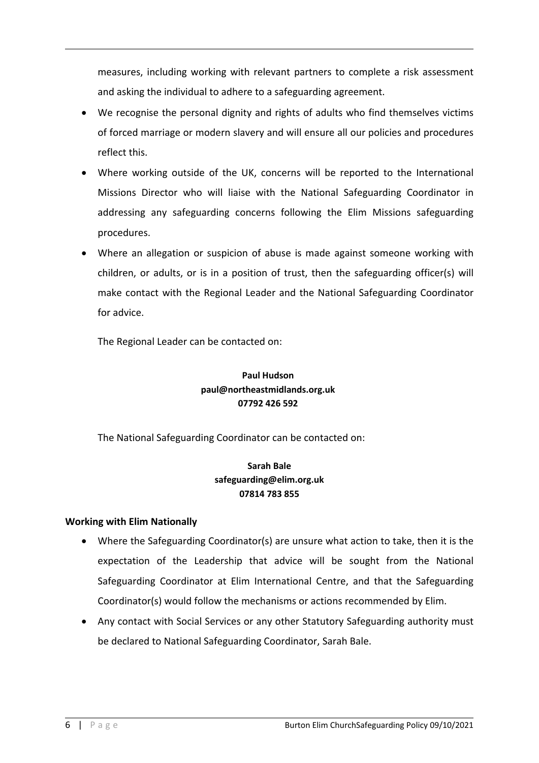measures, including working with relevant partners to complete a risk assessment and asking the individual to adhere to a safeguarding agreement.

- We recognise the personal dignity and rights of adults who find themselves victims of forced marriage or modern slavery and will ensure all our policies and procedures reflect this.
- Where working outside of the UK, concerns will be reported to the International Missions Director who will liaise with the National Safeguarding Coordinator in addressing any safeguarding concerns following the Elim Missions safeguarding procedures.
- Where an allegation or suspicion of abuse is made against someone working with children, or adults, or is in a position of trust, then the safeguarding officer(s) will make contact with the Regional Leader and the National Safeguarding Coordinator for advice.

The Regional Leader can be contacted on:

**Paul Hudson**
**paul@northeastmidlands.org.uk**
**07792 426 592**

The National Safeguarding Coordinator can be contacted on:

**Sarah Bale**
**safeguarding@elim.org.uk**
**07814 783 855**

**Working with Elim Nationally**

- Where the Safeguarding Coordinator(s) are unsure what action to take, then it is the expectation of the Leadership that advice will be sought from the National Safeguarding Coordinator at Elim International Centre, and that the Safeguarding Coordinator(s) would follow the mechanisms or actions recommended by Elim.
- Any contact with Social Services or any other Statutory Safeguarding authority must be declared to National Safeguarding Coordinator, Sarah Bale.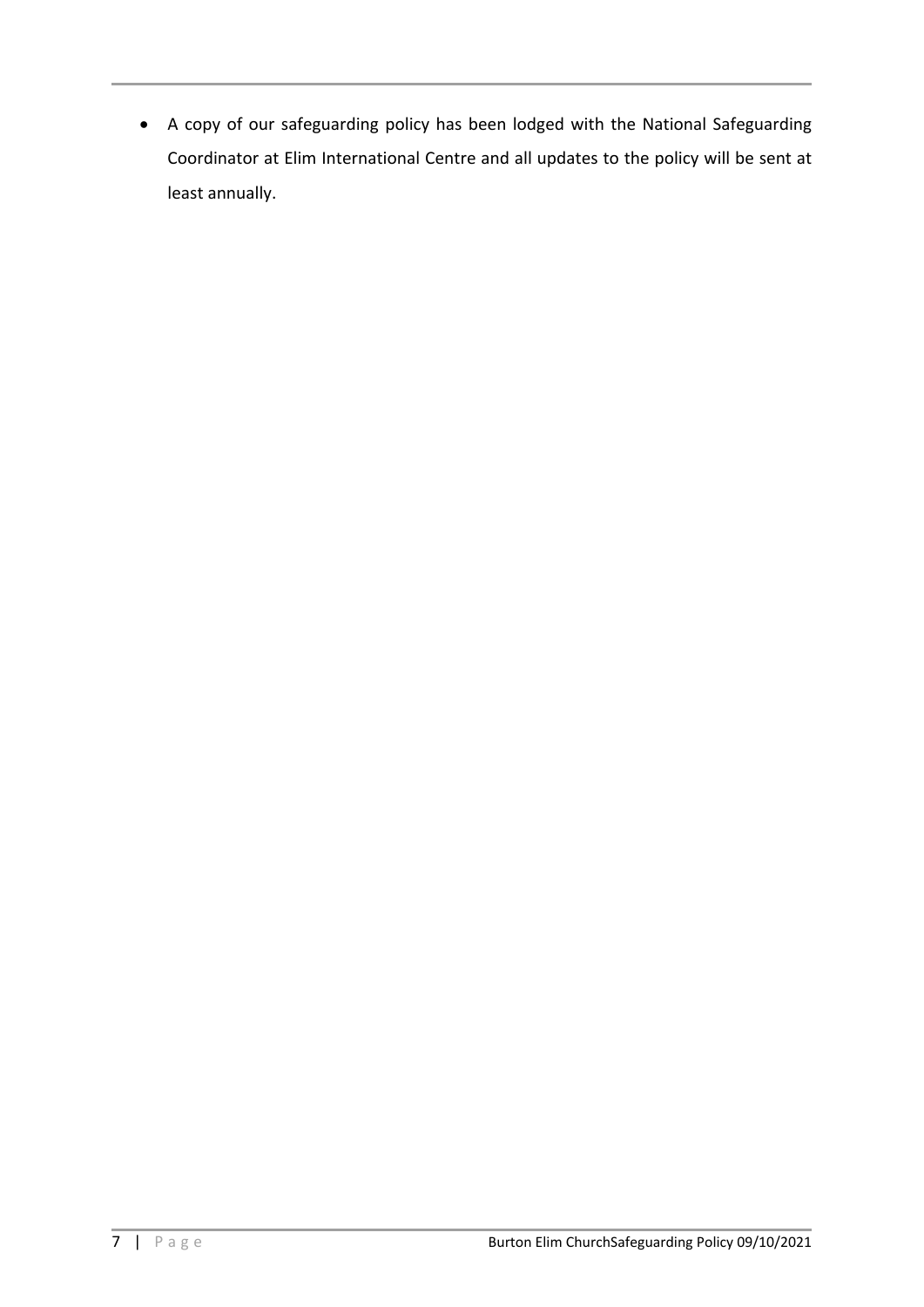- A copy of our safeguarding policy has been lodged with the National Safeguarding Coordinator at Elim International Centre and all updates to the policy will be sent at least annually.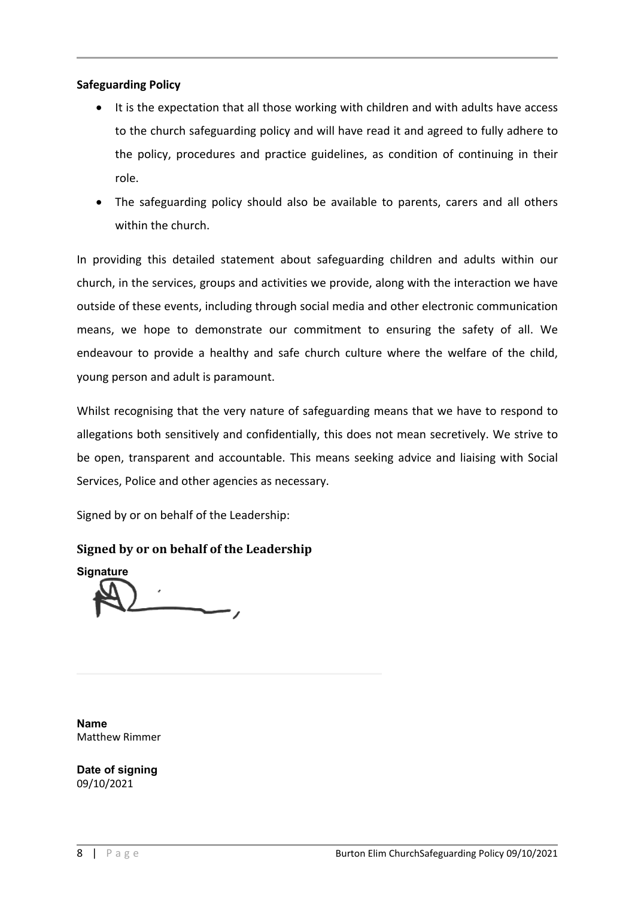**Safeguarding Policy**

- It is the expectation that all those working with children and with adults have access to the church safeguarding policy and will have read it and agreed to fully adhere to the policy, procedures and practice guidelines, as condition of continuing in their role.
- The safeguarding policy should also be available to parents, carers and all others within the church.

In providing this detailed statement about safeguarding children and adults within our church, in the services, groups and activities we provide, along with the interaction we have outside of these events, including through social media and other electronic communication means, we hope to demonstrate our commitment to ensuring the safety of all. We endeavour to provide a healthy and safe church culture where the welfare of the child, young person and adult is paramount.

Whilst recognising that the very nature of safeguarding means that we have to respond to allegations both sensitively and confidentially, this does not mean secretively. We strive to be open, transparent and accountable. This means seeking advice and liaising with Social Services, Police and other agencies as necessary.

Signed by or on behalf of the Leadership:

### Signed by or on behalf of the Leadership

**Signature**

**Name**
Matthew Rimmer

**Date of signing**
09/10/2021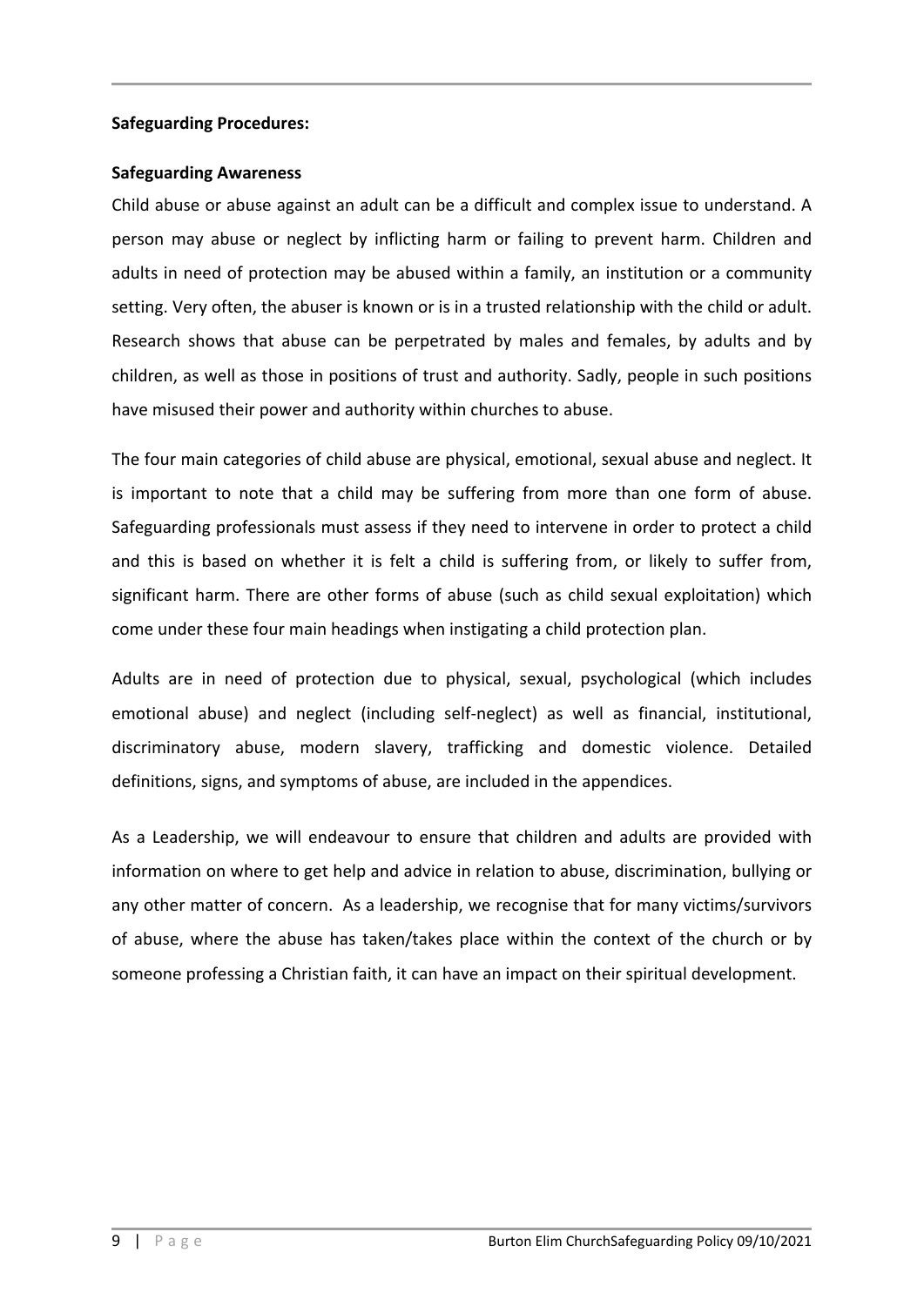**Safeguarding Procedures:**

**Safeguarding Awareness**

Child abuse or abuse against an adult can be a difficult and complex issue to understand. A person may abuse or neglect by inflicting harm or failing to prevent harm. Children and adults in need of protection may be abused within a family, an institution or a community setting. Very often, the abuser is known or is in a trusted relationship with the child or adult. Research shows that abuse can be perpetrated by males and females, by adults and by children, as well as those in positions of trust and authority. Sadly, people in such positions have misused their power and authority within churches to abuse.

The four main categories of child abuse are physical, emotional, sexual abuse and neglect. It is important to note that a child may be suffering from more than one form of abuse. Safeguarding professionals must assess if they need to intervene in order to protect a child and this is based on whether it is felt a child is suffering from, or likely to suffer from, significant harm. There are other forms of abuse (such as child sexual exploitation) which come under these four main headings when instigating a child protection plan.

Adults are in need of protection due to physical, sexual, psychological (which includes emotional abuse) and neglect (including self-neglect) as well as financial, institutional, discriminatory abuse, modern slavery, trafficking and domestic violence. Detailed definitions, signs, and symptoms of abuse, are included in the appendices.

As a Leadership, we will endeavour to ensure that children and adults are provided with information on where to get help and advice in relation to abuse, discrimination, bullying or any other matter of concern. As a leadership, we recognise that for many victims/survivors of abuse, where the abuse has taken/takes place within the context of the church or by someone professing a Christian faith, it can have an impact on their spiritual development.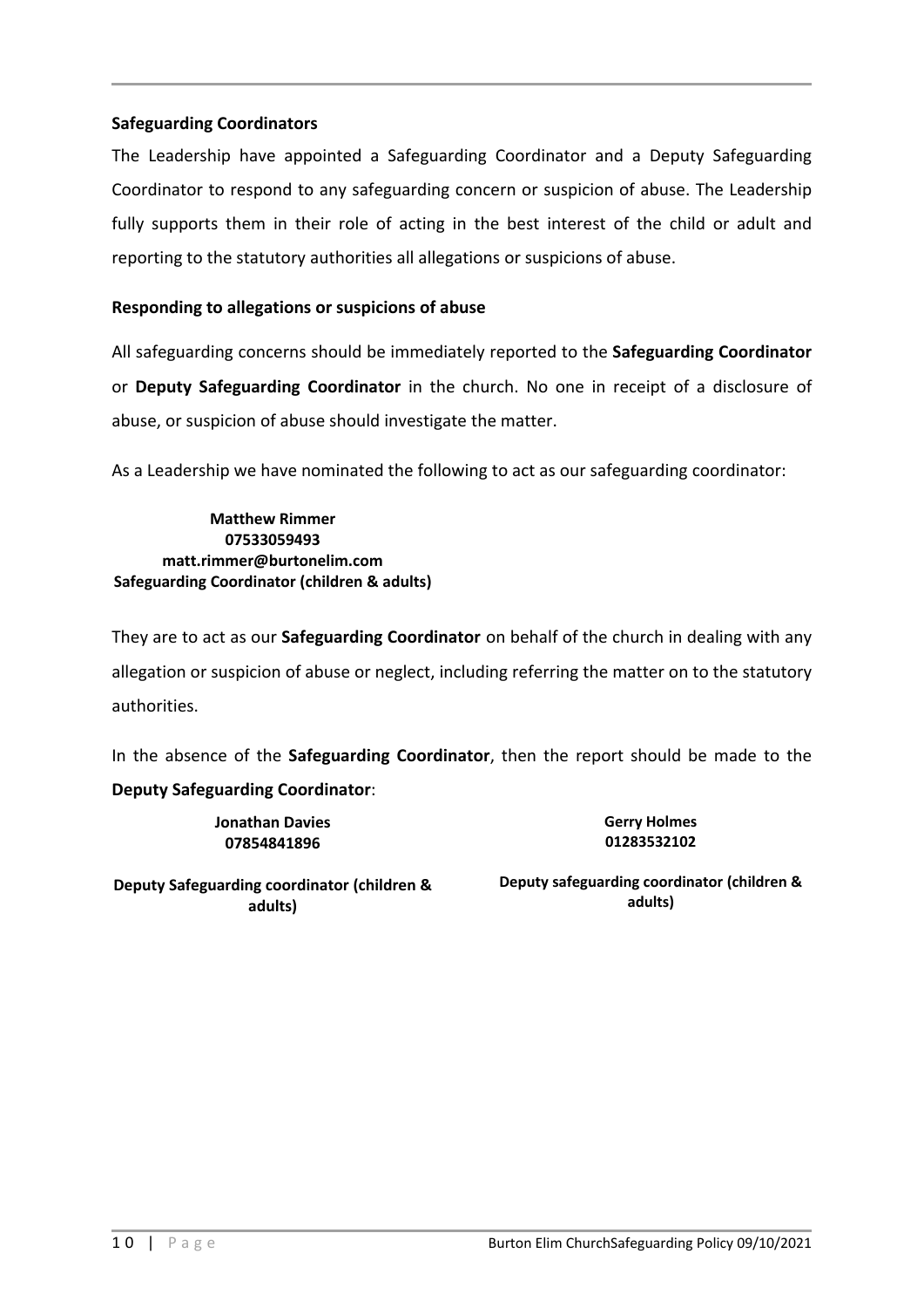**Safeguarding Coordinators**

The Leadership have appointed a Safeguarding Coordinator and a Deputy Safeguarding Coordinator to respond to any safeguarding concern or suspicion of abuse. The Leadership fully supports them in their role of acting in the best interest of the child or adult and reporting to the statutory authorities all allegations or suspicions of abuse.

**Responding to allegations or suspicions of abuse**

All safeguarding concerns should be immediately reported to the **Safeguarding Coordinator** or **Deputy Safeguarding Coordinator** in the church. No one in receipt of a disclosure of abuse, or suspicion of abuse should investigate the matter.

As a Leadership we have nominated the following to act as our safeguarding coordinator:

**Matthew Rimmer**
**07533059493**
**matt.rimmer@burtonelim.com**
**Safeguarding Coordinator (children & adults)**

They are to act as our **Safeguarding Coordinator** on behalf of the church in dealing with any allegation or suspicion of abuse or neglect, including referring the matter on to the statutory authorities.

In the absence of the **Safeguarding Coordinator**, then the report should be made to the **Deputy Safeguarding Coordinator**:

**Jonathan Davies**
**07854841896**
**Deputy Safeguarding coordinator (children & adults)**

**Gerry Holmes**
**01283532102**
**Deputy safeguarding coordinator (children & adults)**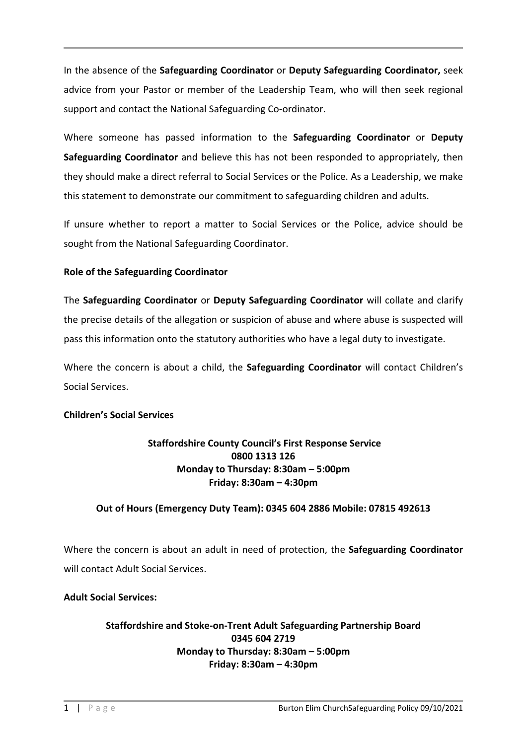In the absence of the **Safeguarding Coordinator** or **Deputy Safeguarding Coordinator,** seek advice from your Pastor or member of the Leadership Team, who will then seek regional support and contact the National Safeguarding Co-ordinator.

Where someone has passed information to the **Safeguarding Coordinator** or **Deputy Safeguarding Coordinator** and believe this has not been responded to appropriately, then they should make a direct referral to Social Services or the Police. As a Leadership, we make this statement to demonstrate our commitment to safeguarding children and adults.

If unsure whether to report a matter to Social Services or the Police, advice should be sought from the National Safeguarding Coordinator.

**Role of the Safeguarding Coordinator**

The **Safeguarding Coordinator** or **Deputy Safeguarding Coordinator** will collate and clarify the precise details of the allegation or suspicion of abuse and where abuse is suspected will pass this information onto the statutory authorities who have a legal duty to investigate.

Where the concern is about a child, the **Safeguarding Coordinator** will contact Children's Social Services.

**Children's Social Services**

**Staffordshire County Council's First Response Service**
**0800 1313 126**
**Monday to Thursday: 8:30am – 5:00pm**
**Friday: 8:30am – 4:30pm**

**Out of Hours (Emergency Duty Team): 0345 604 2886 Mobile: 07815 492613**

Where the concern is about an adult in need of protection, the **Safeguarding Coordinator** will contact Adult Social Services.

**Adult Social Services:**

**Staffordshire and Stoke-on-Trent Adult Safeguarding Partnership Board**
**0345 604 2719**
**Monday to Thursday: 8:30am – 5:00pm**
**Friday: 8:30am – 4:30pm**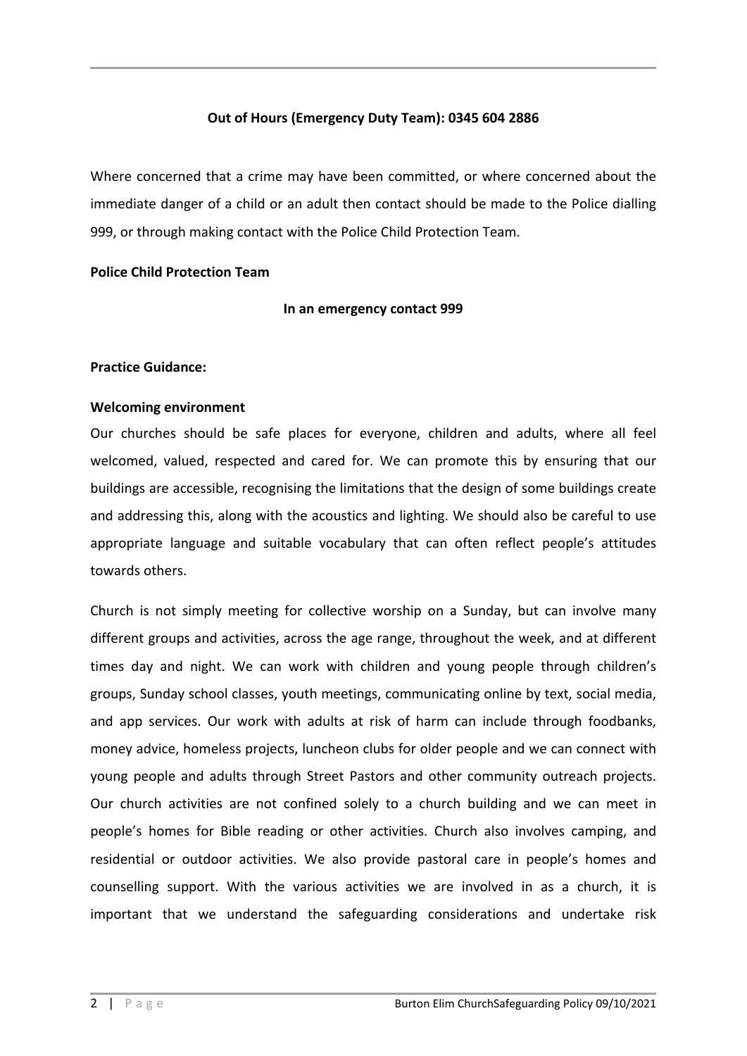**Out of Hours (Emergency Duty Team): 0345 604 2886**

Where concerned that a crime may have been committed, or where concerned about the immediate danger of a child or an adult then contact should be made to the Police dialling 999, or through making contact with the Police Child Protection Team.

**Police Child Protection Team**

**In an emergency contact 999**

**Practice Guidance:**

**Welcoming environment**

Our churches should be safe places for everyone, children and adults, where all feel welcomed, valued, respected and cared for. We can promote this by ensuring that our buildings are accessible, recognising the limitations that the design of some buildings create and addressing this, along with the acoustics and lighting. We should also be careful to use appropriate language and suitable vocabulary that can often reflect people's attitudes towards others.

Church is not simply meeting for collective worship on a Sunday, but can involve many different groups and activities, across the age range, throughout the week, and at different times day and night. We can work with children and young people through children's groups, Sunday school classes, youth meetings, communicating online by text, social media, and app services. Our work with adults at risk of harm can include through foodbanks, money advice, homeless projects, luncheon clubs for older people and we can connect with young people and adults through Street Pastors and other community outreach projects. Our church activities are not confined solely to a church building and we can meet in people's homes for Bible reading or other activities. Church also involves camping, and residential or outdoor activities. We also provide pastoral care in people's homes and counselling support. With the various activities we are involved in as a church, it is important that we understand the safeguarding considerations and undertake risk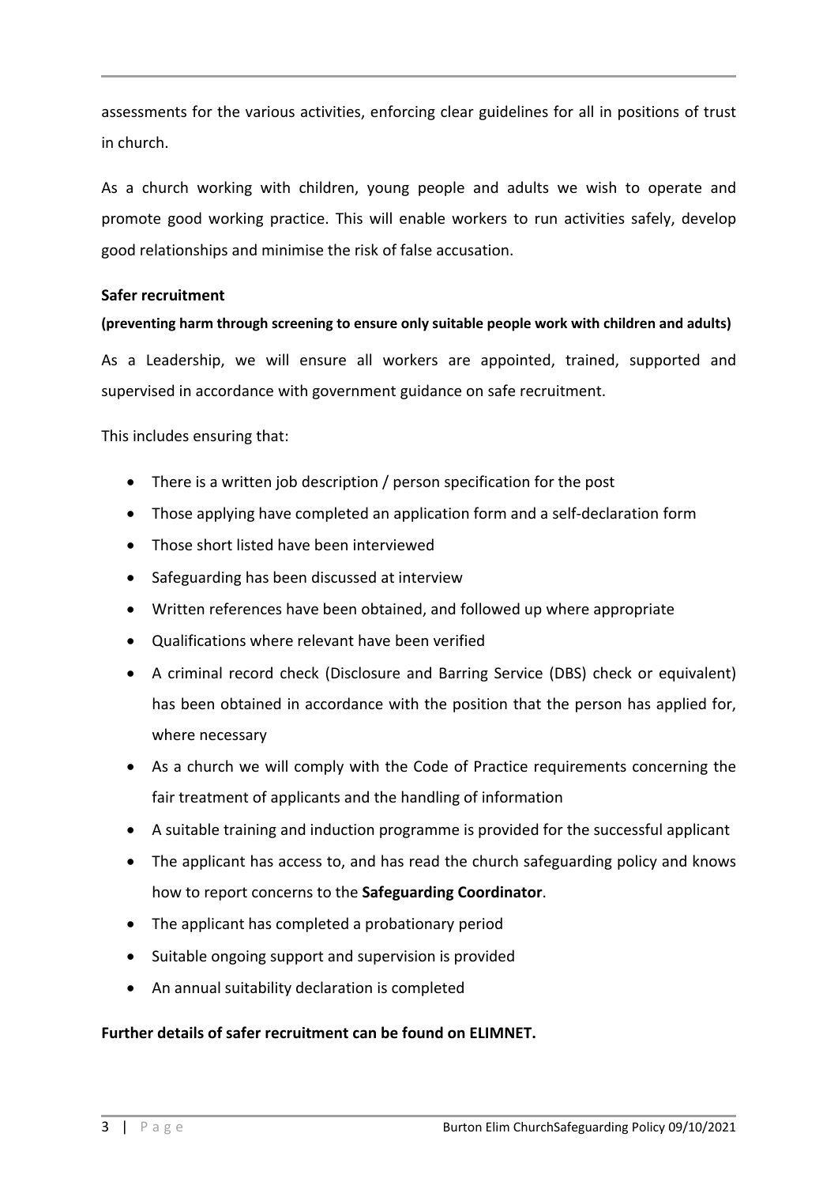assessments for the various activities, enforcing clear guidelines for all in positions of trust in church.

As a church working with children, young people and adults we wish to operate and promote good working practice. This will enable workers to run activities safely, develop good relationships and minimise the risk of false accusation.

**Safer recruitment**

**(preventing harm through screening to ensure only suitable people work with children and adults)**

As a Leadership, we will ensure all workers are appointed, trained, supported and supervised in accordance with government guidance on safe recruitment.

This includes ensuring that:

- There is a written job description / person specification for the post
- Those applying have completed an application form and a self-declaration form
- Those short listed have been interviewed
- Safeguarding has been discussed at interview
- Written references have been obtained, and followed up where appropriate
- Qualifications where relevant have been verified
- A criminal record check (Disclosure and Barring Service (DBS) check or equivalent) has been obtained in accordance with the position that the person has applied for, where necessary
- As a church we will comply with the Code of Practice requirements concerning the fair treatment of applicants and the handling of information
- A suitable training and induction programme is provided for the successful applicant
- The applicant has access to, and has read the church safeguarding policy and knows how to report concerns to the **Safeguarding Coordinator**.
- The applicant has completed a probationary period
- Suitable ongoing support and supervision is provided
- An annual suitability declaration is completed

**Further details of safer recruitment can be found on ELIMNET.**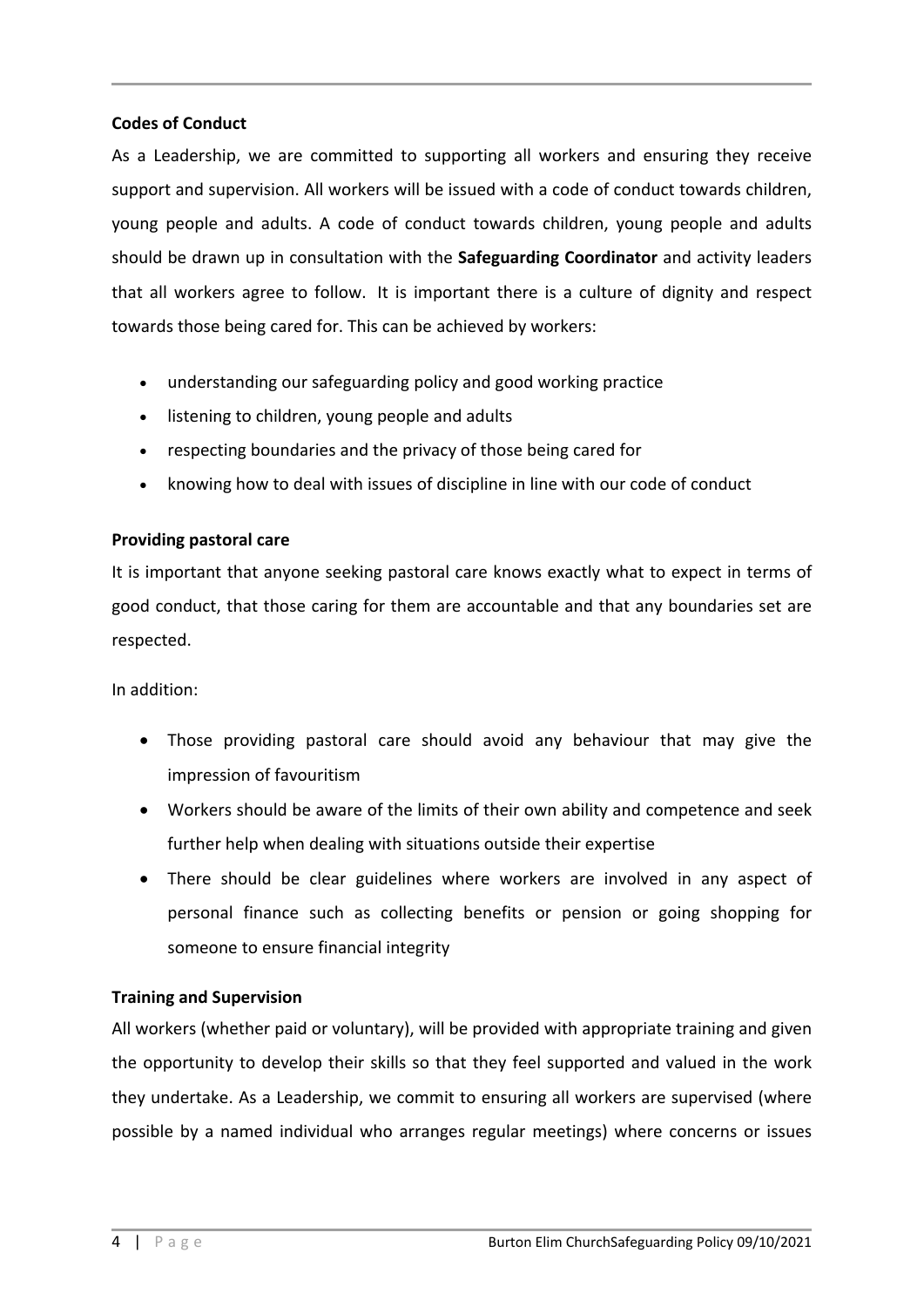**Codes of Conduct**

As a Leadership, we are committed to supporting all workers and ensuring they receive support and supervision. All workers will be issued with a code of conduct towards children, young people and adults. A code of conduct towards children, young people and adults should be drawn up in consultation with the **Safeguarding Coordinator** and activity leaders that all workers agree to follow. It is important there is a culture of dignity and respect towards those being cared for. This can be achieved by workers:

- understanding our safeguarding policy and good working practice
- listening to children, young people and adults
- respecting boundaries and the privacy of those being cared for
- knowing how to deal with issues of discipline in line with our code of conduct

**Providing pastoral care**

It is important that anyone seeking pastoral care knows exactly what to expect in terms of good conduct, that those caring for them are accountable and that any boundaries set are respected.

In addition:

- Those providing pastoral care should avoid any behaviour that may give the impression of favouritism
- Workers should be aware of the limits of their own ability and competence and seek further help when dealing with situations outside their expertise
- There should be clear guidelines where workers are involved in any aspect of personal finance such as collecting benefits or pension or going shopping for someone to ensure financial integrity

**Training and Supervision**

All workers (whether paid or voluntary), will be provided with appropriate training and given the opportunity to develop their skills so that they feel supported and valued in the work they undertake. As a Leadership, we commit to ensuring all workers are supervised (where possible by a named individual who arranges regular meetings) where concerns or issues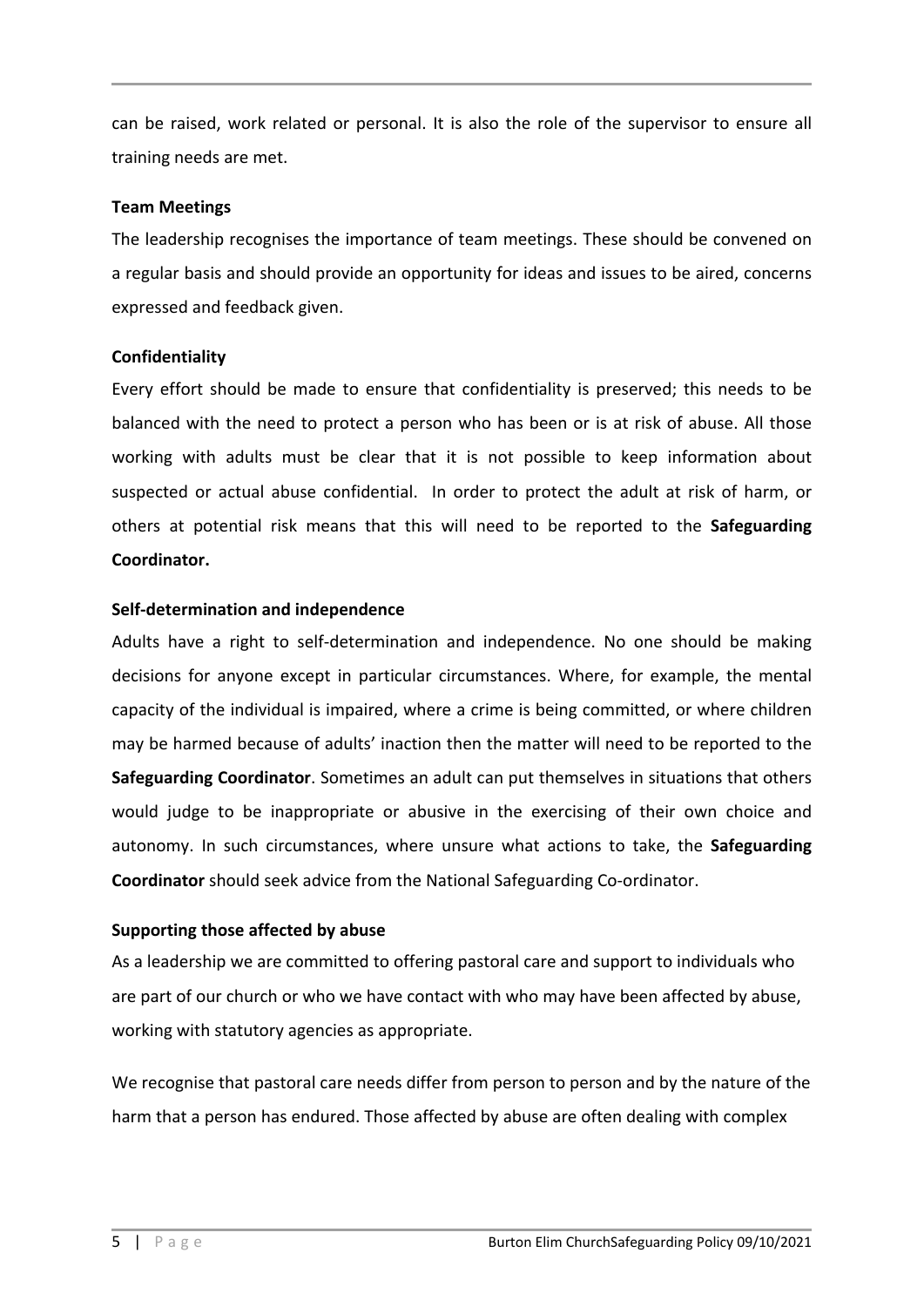can be raised, work related or personal. It is also the role of the supervisor to ensure all training needs are met.

**Team Meetings**

The leadership recognises the importance of team meetings. These should be convened on a regular basis and should provide an opportunity for ideas and issues to be aired, concerns expressed and feedback given.

**Confidentiality**

Every effort should be made to ensure that confidentiality is preserved; this needs to be balanced with the need to protect a person who has been or is at risk of abuse. All those working with adults must be clear that it is not possible to keep information about suspected or actual abuse confidential. In order to protect the adult at risk of harm, or others at potential risk means that this will need to be reported to the **Safeguarding Coordinator.**

**Self-determination and independence**

Adults have a right to self-determination and independence. No one should be making decisions for anyone except in particular circumstances. Where, for example, the mental capacity of the individual is impaired, where a crime is being committed, or where children may be harmed because of adults' inaction then the matter will need to be reported to the **Safeguarding Coordinator**. Sometimes an adult can put themselves in situations that others would judge to be inappropriate or abusive in the exercising of their own choice and autonomy. In such circumstances, where unsure what actions to take, the **Safeguarding Coordinator** should seek advice from the National Safeguarding Co-ordinator.

**Supporting those affected by abuse**

As a leadership we are committed to offering pastoral care and support to individuals who are part of our church or who we have contact with who may have been affected by abuse, working with statutory agencies as appropriate.

We recognise that pastoral care needs differ from person to person and by the nature of the harm that a person has endured. Those affected by abuse are often dealing with complex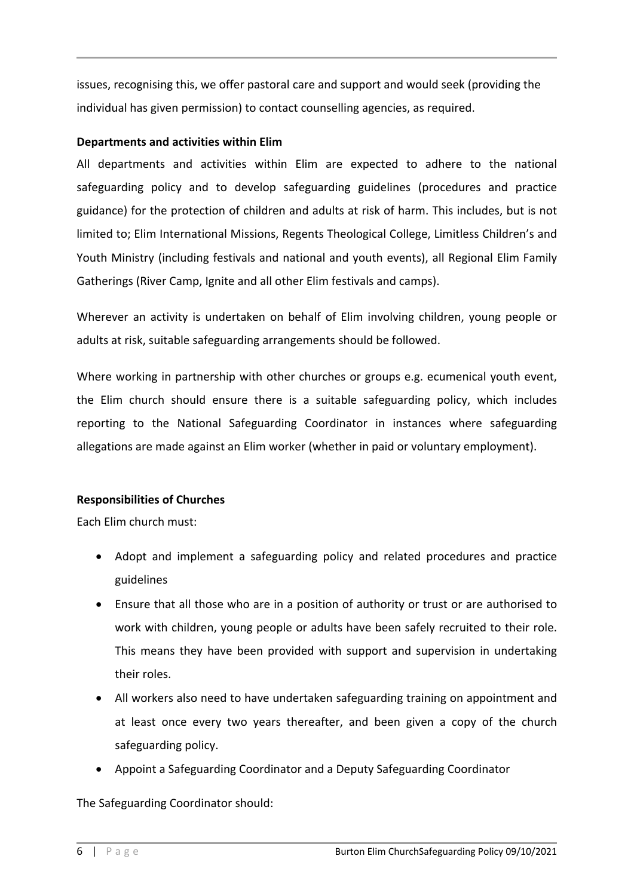issues, recognising this, we offer pastoral care and support and would seek (providing the individual has given permission) to contact counselling agencies, as required.

**Departments and activities within Elim**

All departments and activities within Elim are expected to adhere to the national safeguarding policy and to develop safeguarding guidelines (procedures and practice guidance) for the protection of children and adults at risk of harm. This includes, but is not limited to; Elim International Missions, Regents Theological College, Limitless Children's and Youth Ministry (including festivals and national and youth events), all Regional Elim Family Gatherings (River Camp, Ignite and all other Elim festivals and camps).

Wherever an activity is undertaken on behalf of Elim involving children, young people or adults at risk, suitable safeguarding arrangements should be followed.

Where working in partnership with other churches or groups e.g. ecumenical youth event, the Elim church should ensure there is a suitable safeguarding policy, which includes reporting to the National Safeguarding Coordinator in instances where safeguarding allegations are made against an Elim worker (whether in paid or voluntary employment).

**Responsibilities of Churches**

Each Elim church must:

- Adopt and implement a safeguarding policy and related procedures and practice guidelines
- Ensure that all those who are in a position of authority or trust or are authorised to work with children, young people or adults have been safely recruited to their role. This means they have been provided with support and supervision in undertaking their roles.
- All workers also need to have undertaken safeguarding training on appointment and at least once every two years thereafter, and been given a copy of the church safeguarding policy.
- Appoint a Safeguarding Coordinator and a Deputy Safeguarding Coordinator

The Safeguarding Coordinator should: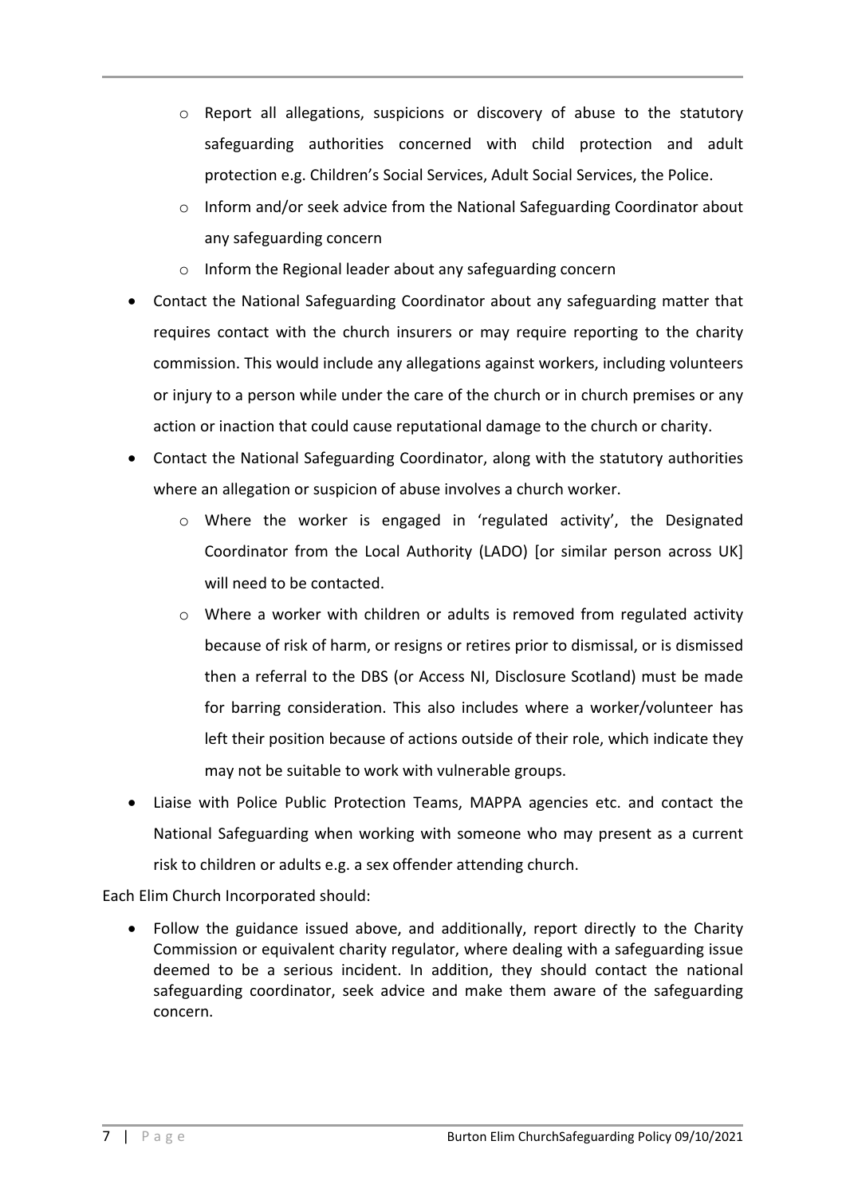- Report all allegations, suspicions or discovery of abuse to the statutory safeguarding authorities concerned with child protection and adult protection e.g. Children's Social Services, Adult Social Services, the Police.
  - Inform and/or seek advice from the National Safeguarding Coordinator about any safeguarding concern
  - Inform the Regional leader about any safeguarding concern
- Contact the National Safeguarding Coordinator about any safeguarding matter that requires contact with the church insurers or may require reporting to the charity commission. This would include any allegations against workers, including volunteers or injury to a person while under the care of the church or in church premises or any action or inaction that could cause reputational damage to the church or charity.
- Contact the National Safeguarding Coordinator, along with the statutory authorities where an allegation or suspicion of abuse involves a church worker.
  - Where the worker is engaged in 'regulated activity', the Designated Coordinator from the Local Authority (LADO) [or similar person across UK] will need to be contacted.
  - Where a worker with children or adults is removed from regulated activity because of risk of harm, or resigns or retires prior to dismissal, or is dismissed then a referral to the DBS (or Access NI, Disclosure Scotland) must be made for barring consideration. This also includes where a worker/volunteer has left their position because of actions outside of their role, which indicate they may not be suitable to work with vulnerable groups.
- Liaise with Police Public Protection Teams, MAPPA agencies etc. and contact the National Safeguarding when working with someone who may present as a current risk to children or adults e.g. a sex offender attending church.

Each Elim Church Incorporated should:

- Follow the guidance issued above, and additionally, report directly to the Charity Commission or equivalent charity regulator, where dealing with a safeguarding issue deemed to be a serious incident. In addition, they should contact the national safeguarding coordinator, seek advice and make them aware of the safeguarding concern.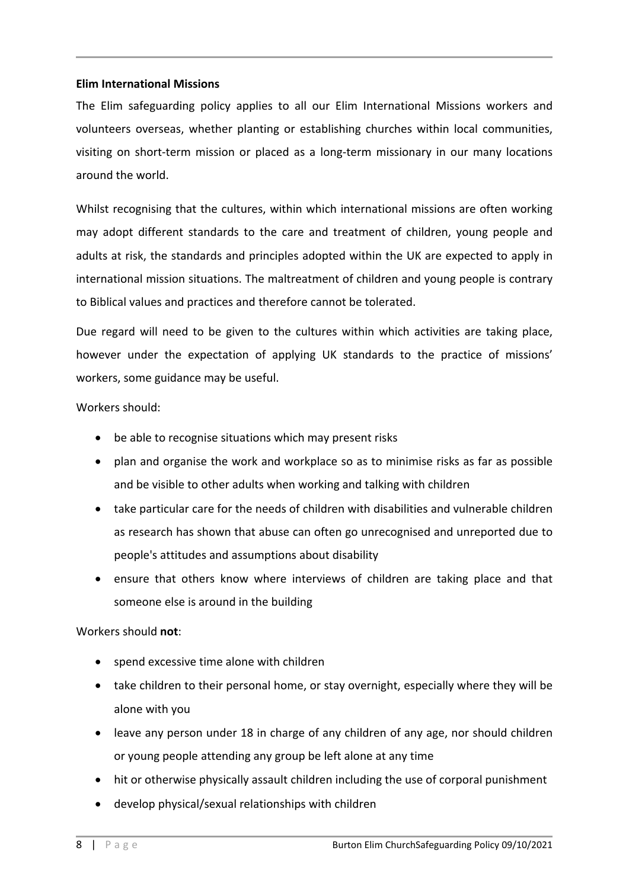**Elim International Missions**

The Elim safeguarding policy applies to all our Elim International Missions workers and volunteers overseas, whether planting or establishing churches within local communities, visiting on short-term mission or placed as a long-term missionary in our many locations around the world.

Whilst recognising that the cultures, within which international missions are often working may adopt different standards to the care and treatment of children, young people and adults at risk, the standards and principles adopted within the UK are expected to apply in international mission situations. The maltreatment of children and young people is contrary to Biblical values and practices and therefore cannot be tolerated.

Due regard will need to be given to the cultures within which activities are taking place, however under the expectation of applying UK standards to the practice of missions' workers, some guidance may be useful.

Workers should:

- be able to recognise situations which may present risks
- plan and organise the work and workplace so as to minimise risks as far as possible and be visible to other adults when working and talking with children
- take particular care for the needs of children with disabilities and vulnerable children as research has shown that abuse can often go unrecognised and unreported due to people's attitudes and assumptions about disability
- ensure that others know where interviews of children are taking place and that someone else is around in the building

Workers should **not**:

- spend excessive time alone with children
- take children to their personal home, or stay overnight, especially where they will be alone with you
- leave any person under 18 in charge of any children of any age, nor should children or young people attending any group be left alone at any time
- hit or otherwise physically assault children including the use of corporal punishment
- develop physical/sexual relationships with children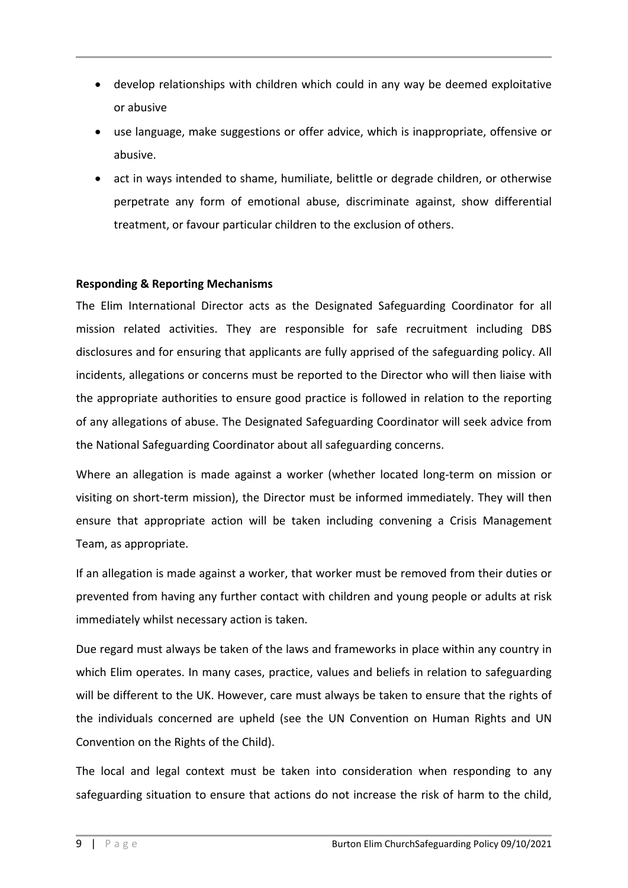- develop relationships with children which could in any way be deemed exploitative or abusive
- use language, make suggestions or offer advice, which is inappropriate, offensive or abusive.
- act in ways intended to shame, humiliate, belittle or degrade children, or otherwise perpetrate any form of emotional abuse, discriminate against, show differential treatment, or favour particular children to the exclusion of others.

**Responding & Reporting Mechanisms**

The Elim International Director acts as the Designated Safeguarding Coordinator for all mission related activities. They are responsible for safe recruitment including DBS disclosures and for ensuring that applicants are fully apprised of the safeguarding policy. All incidents, allegations or concerns must be reported to the Director who will then liaise with the appropriate authorities to ensure good practice is followed in relation to the reporting of any allegations of abuse. The Designated Safeguarding Coordinator will seek advice from the National Safeguarding Coordinator about all safeguarding concerns.

Where an allegation is made against a worker (whether located long-term on mission or visiting on short-term mission), the Director must be informed immediately. They will then ensure that appropriate action will be taken including convening a Crisis Management Team, as appropriate.

If an allegation is made against a worker, that worker must be removed from their duties or prevented from having any further contact with children and young people or adults at risk immediately whilst necessary action is taken.

Due regard must always be taken of the laws and frameworks in place within any country in which Elim operates. In many cases, practice, values and beliefs in relation to safeguarding will be different to the UK. However, care must always be taken to ensure that the rights of the individuals concerned are upheld (see the UN Convention on Human Rights and UN Convention on the Rights of the Child).

The local and legal context must be taken into consideration when responding to any safeguarding situation to ensure that actions do not increase the risk of harm to the child,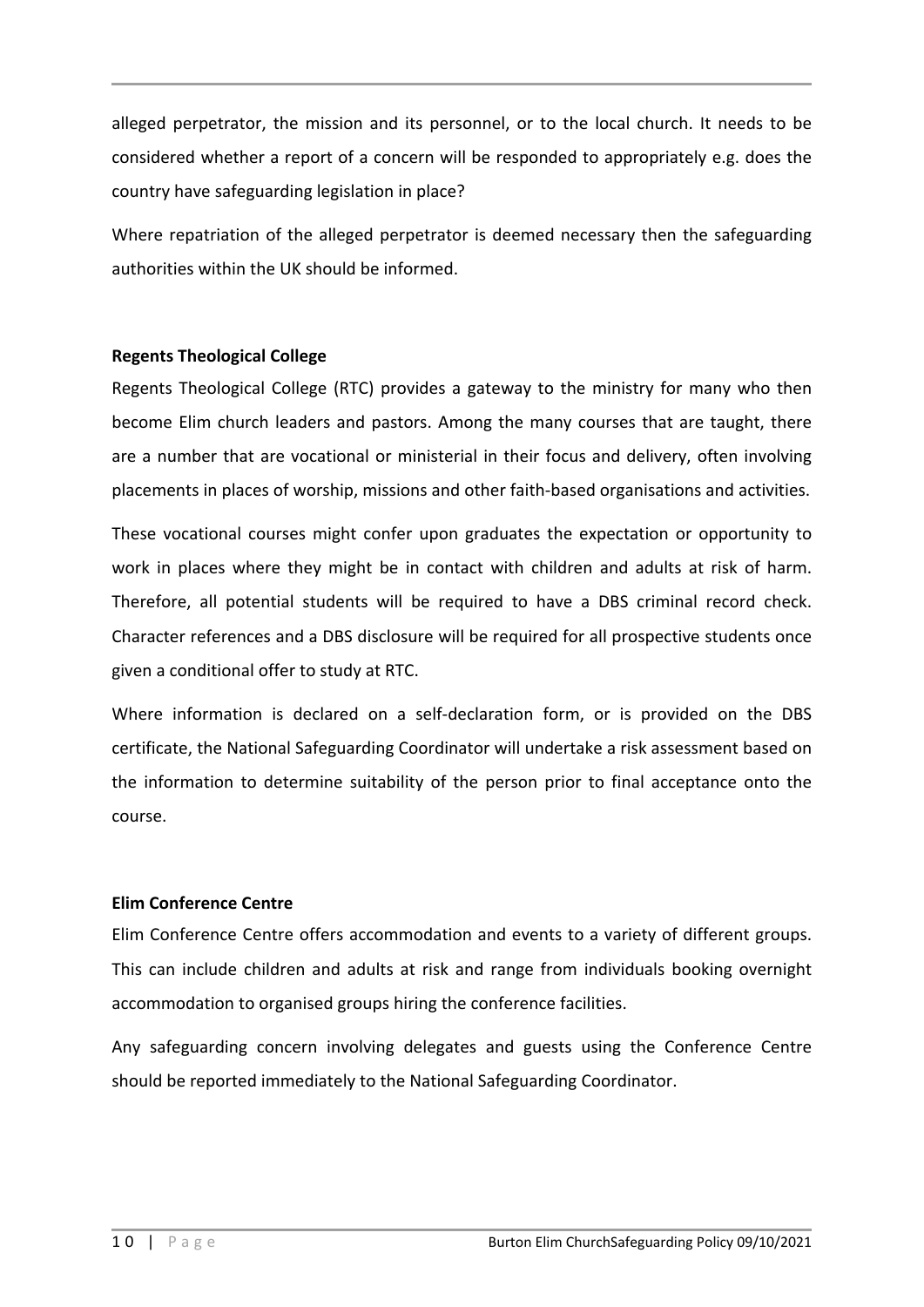alleged perpetrator, the mission and its personnel, or to the local church. It needs to be considered whether a report of a concern will be responded to appropriately e.g. does the country have safeguarding legislation in place?

Where repatriation of the alleged perpetrator is deemed necessary then the safeguarding authorities within the UK should be informed.

**Regents Theological College**

Regents Theological College (RTC) provides a gateway to the ministry for many who then become Elim church leaders and pastors. Among the many courses that are taught, there are a number that are vocational or ministerial in their focus and delivery, often involving placements in places of worship, missions and other faith-based organisations and activities.

These vocational courses might confer upon graduates the expectation or opportunity to work in places where they might be in contact with children and adults at risk of harm. Therefore, all potential students will be required to have a DBS criminal record check. Character references and a DBS disclosure will be required for all prospective students once given a conditional offer to study at RTC.

Where information is declared on a self-declaration form, or is provided on the DBS certificate, the National Safeguarding Coordinator will undertake a risk assessment based on the information to determine suitability of the person prior to final acceptance onto the course.

**Elim Conference Centre**

Elim Conference Centre offers accommodation and events to a variety of different groups. This can include children and adults at risk and range from individuals booking overnight accommodation to organised groups hiring the conference facilities.

Any safeguarding concern involving delegates and guests using the Conference Centre should be reported immediately to the National Safeguarding Coordinator.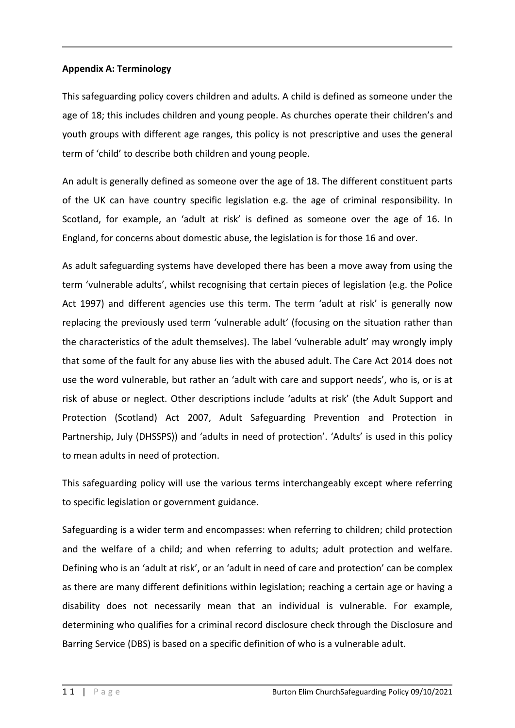**Appendix A: Terminology**

This safeguarding policy covers children and adults. A child is defined as someone under the age of 18; this includes children and young people. As churches operate their children's and youth groups with different age ranges, this policy is not prescriptive and uses the general term of 'child' to describe both children and young people.

An adult is generally defined as someone over the age of 18. The different constituent parts of the UK can have country specific legislation e.g. the age of criminal responsibility. In Scotland, for example, an 'adult at risk' is defined as someone over the age of 16. In England, for concerns about domestic abuse, the legislation is for those 16 and over.

As adult safeguarding systems have developed there has been a move away from using the term 'vulnerable adults', whilst recognising that certain pieces of legislation (e.g. the Police Act 1997) and different agencies use this term. The term 'adult at risk' is generally now replacing the previously used term 'vulnerable adult' (focusing on the situation rather than the characteristics of the adult themselves). The label 'vulnerable adult' may wrongly imply that some of the fault for any abuse lies with the abused adult. The Care Act 2014 does not use the word vulnerable, but rather an 'adult with care and support needs', who is, or is at risk of abuse or neglect. Other descriptions include 'adults at risk' (the Adult Support and Protection (Scotland) Act 2007, Adult Safeguarding Prevention and Protection in Partnership, July (DHSSPS)) and 'adults in need of protection'. 'Adults' is used in this policy to mean adults in need of protection.

This safeguarding policy will use the various terms interchangeably except where referring to specific legislation or government guidance.

Safeguarding is a wider term and encompasses: when referring to children; child protection and the welfare of a child; and when referring to adults; adult protection and welfare. Defining who is an 'adult at risk', or an 'adult in need of care and protection' can be complex as there are many different definitions within legislation; reaching a certain age or having a disability does not necessarily mean that an individual is vulnerable. For example, determining who qualifies for a criminal record disclosure check through the Disclosure and Barring Service (DBS) is based on a specific definition of who is a vulnerable adult.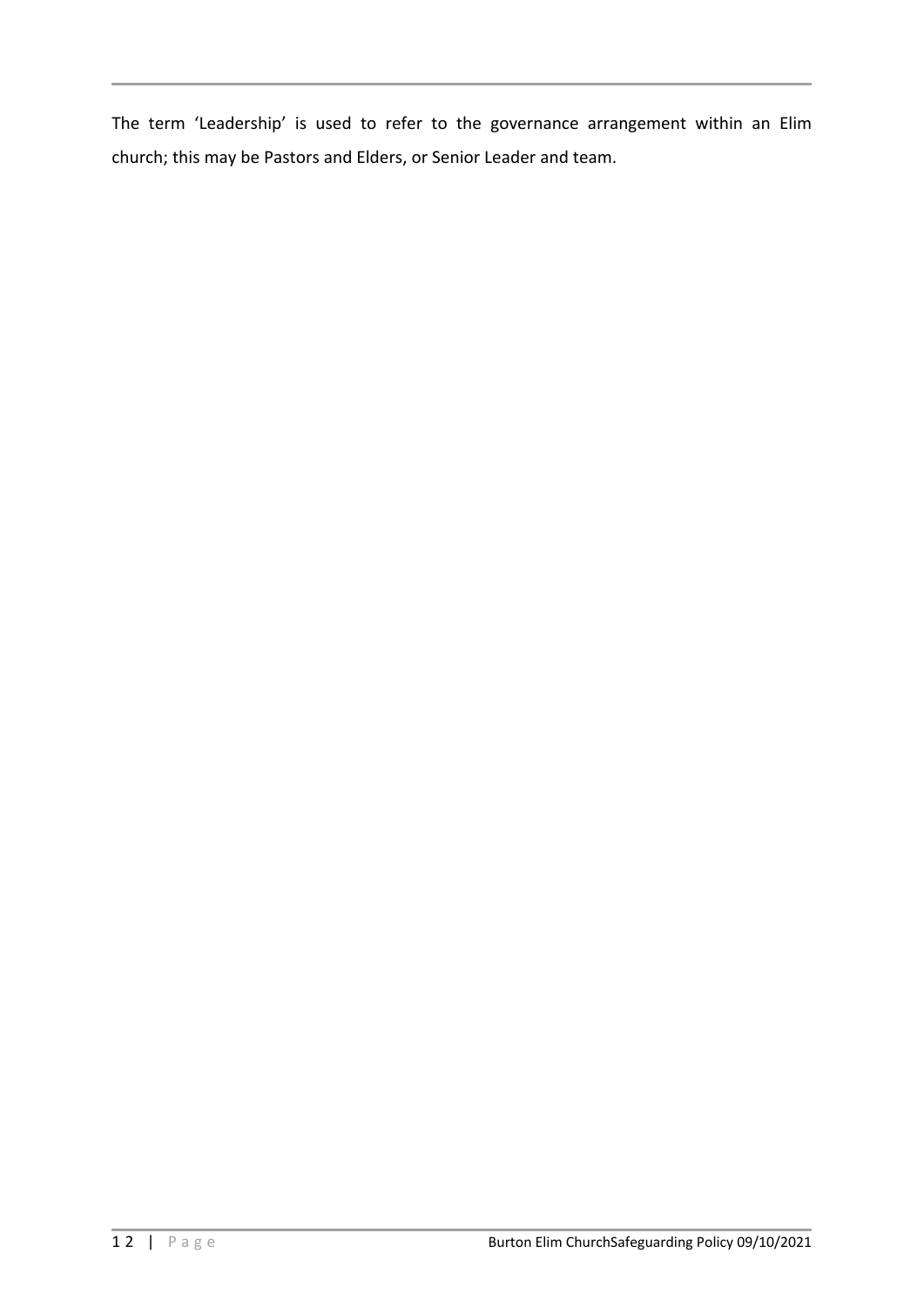The term 'Leadership' is used to refer to the governance arrangement within an Elim church; this may be Pastors and Elders, or Senior Leader and team.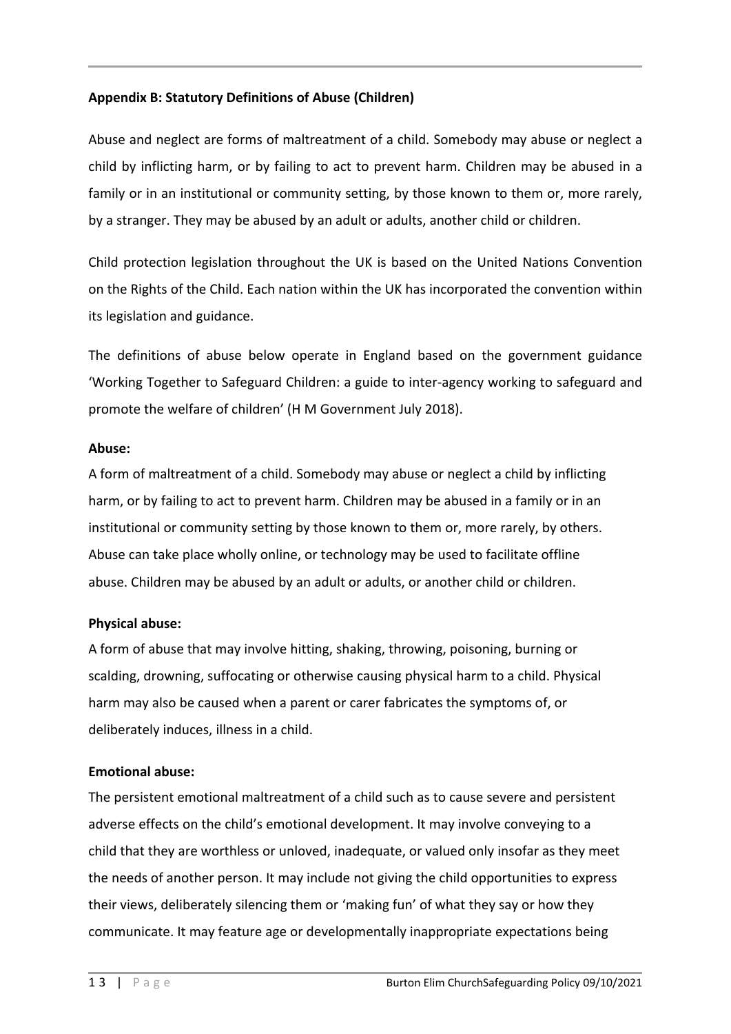**Appendix B: Statutory Definitions of Abuse (Children)**

Abuse and neglect are forms of maltreatment of a child. Somebody may abuse or neglect a child by inflicting harm, or by failing to act to prevent harm. Children may be abused in a family or in an institutional or community setting, by those known to them or, more rarely, by a stranger. They may be abused by an adult or adults, another child or children.

Child protection legislation throughout the UK is based on the United Nations Convention on the Rights of the Child. Each nation within the UK has incorporated the convention within its legislation and guidance.

The definitions of abuse below operate in England based on the government guidance 'Working Together to Safeguard Children: a guide to inter-agency working to safeguard and promote the welfare of children' (H M Government July 2018).

**Abuse:**

A form of maltreatment of a child. Somebody may abuse or neglect a child by inflicting harm, or by failing to act to prevent harm. Children may be abused in a family or in an institutional or community setting by those known to them or, more rarely, by others. Abuse can take place wholly online, or technology may be used to facilitate offline abuse. Children may be abused by an adult or adults, or another child or children.

**Physical abuse:**

A form of abuse that may involve hitting, shaking, throwing, poisoning, burning or scalding, drowning, suffocating or otherwise causing physical harm to a child. Physical harm may also be caused when a parent or carer fabricates the symptoms of, or deliberately induces, illness in a child.

**Emotional abuse:**

The persistent emotional maltreatment of a child such as to cause severe and persistent adverse effects on the child's emotional development. It may involve conveying to a child that they are worthless or unloved, inadequate, or valued only insofar as they meet the needs of another person. It may include not giving the child opportunities to express their views, deliberately silencing them or 'making fun' of what they say or how they communicate. It may feature age or developmentally inappropriate expectations being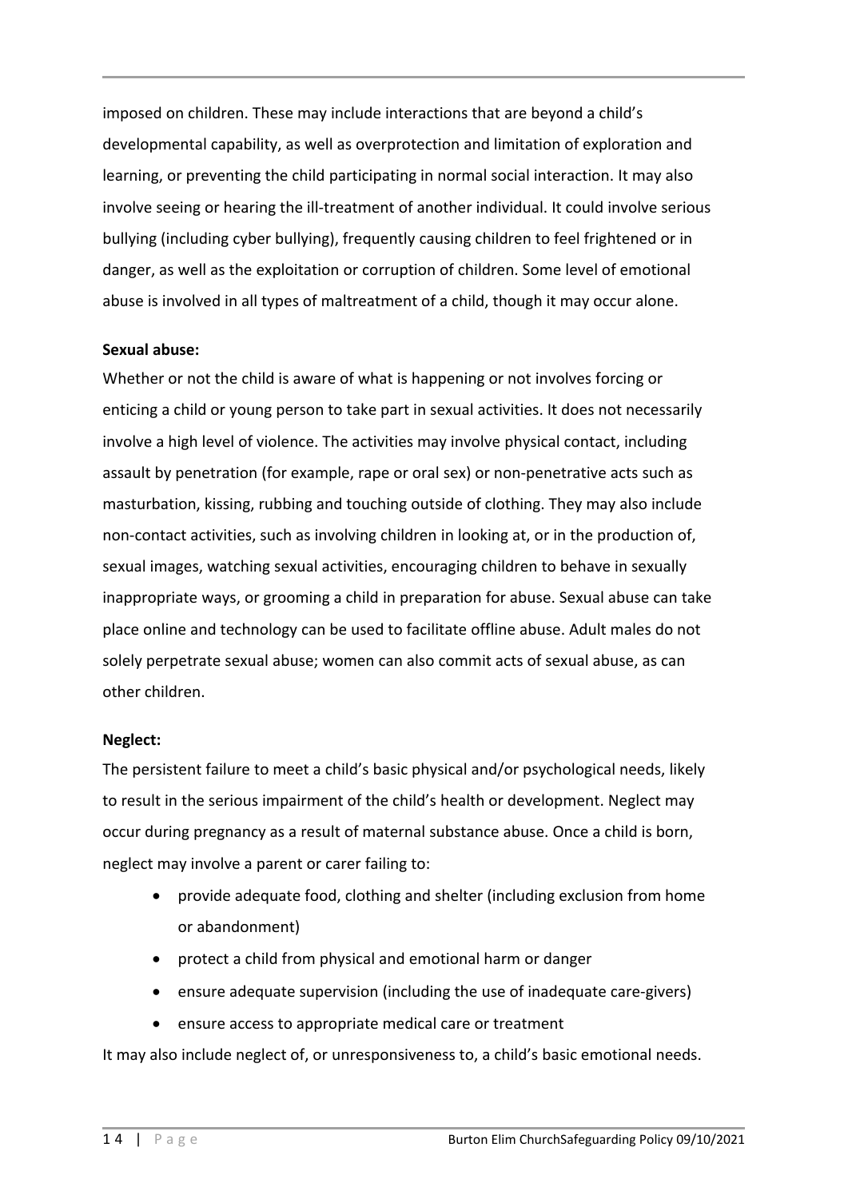imposed on children. These may include interactions that are beyond a child's developmental capability, as well as overprotection and limitation of exploration and learning, or preventing the child participating in normal social interaction. It may also involve seeing or hearing the ill-treatment of another individual. It could involve serious bullying (including cyber bullying), frequently causing children to feel frightened or in danger, as well as the exploitation or corruption of children. Some level of emotional abuse is involved in all types of maltreatment of a child, though it may occur alone.

**Sexual abuse:**

Whether or not the child is aware of what is happening or not involves forcing or enticing a child or young person to take part in sexual activities. It does not necessarily involve a high level of violence. The activities may involve physical contact, including assault by penetration (for example, rape or oral sex) or non-penetrative acts such as masturbation, kissing, rubbing and touching outside of clothing. They may also include non-contact activities, such as involving children in looking at, or in the production of, sexual images, watching sexual activities, encouraging children to behave in sexually inappropriate ways, or grooming a child in preparation for abuse. Sexual abuse can take place online and technology can be used to facilitate offline abuse. Adult males do not solely perpetrate sexual abuse; women can also commit acts of sexual abuse, as can other children.

**Neglect:**

The persistent failure to meet a child's basic physical and/or psychological needs, likely to result in the serious impairment of the child's health or development. Neglect may occur during pregnancy as a result of maternal substance abuse. Once a child is born, neglect may involve a parent or carer failing to:

- provide adequate food, clothing and shelter (including exclusion from home or abandonment)
- protect a child from physical and emotional harm or danger
- ensure adequate supervision (including the use of inadequate care-givers)
- ensure access to appropriate medical care or treatment

It may also include neglect of, or unresponsiveness to, a child's basic emotional needs.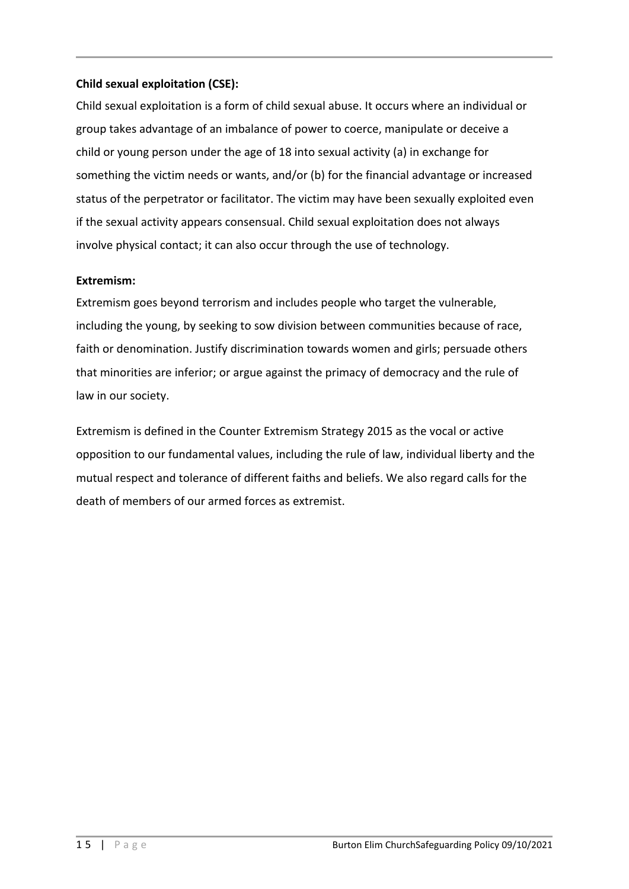**Child sexual exploitation (CSE):**

Child sexual exploitation is a form of child sexual abuse. It occurs where an individual or group takes advantage of an imbalance of power to coerce, manipulate or deceive a child or young person under the age of 18 into sexual activity (a) in exchange for something the victim needs or wants, and/or (b) for the financial advantage or increased status of the perpetrator or facilitator. The victim may have been sexually exploited even if the sexual activity appears consensual. Child sexual exploitation does not always involve physical contact; it can also occur through the use of technology.

**Extremism:**

Extremism goes beyond terrorism and includes people who target the vulnerable, including the young, by seeking to sow division between communities because of race, faith or denomination. Justify discrimination towards women and girls; persuade others that minorities are inferior; or argue against the primacy of democracy and the rule of law in our society.

Extremism is defined in the Counter Extremism Strategy 2015 as the vocal or active opposition to our fundamental values, including the rule of law, individual liberty and the mutual respect and tolerance of different faiths and beliefs. We also regard calls for the death of members of our armed forces as extremist.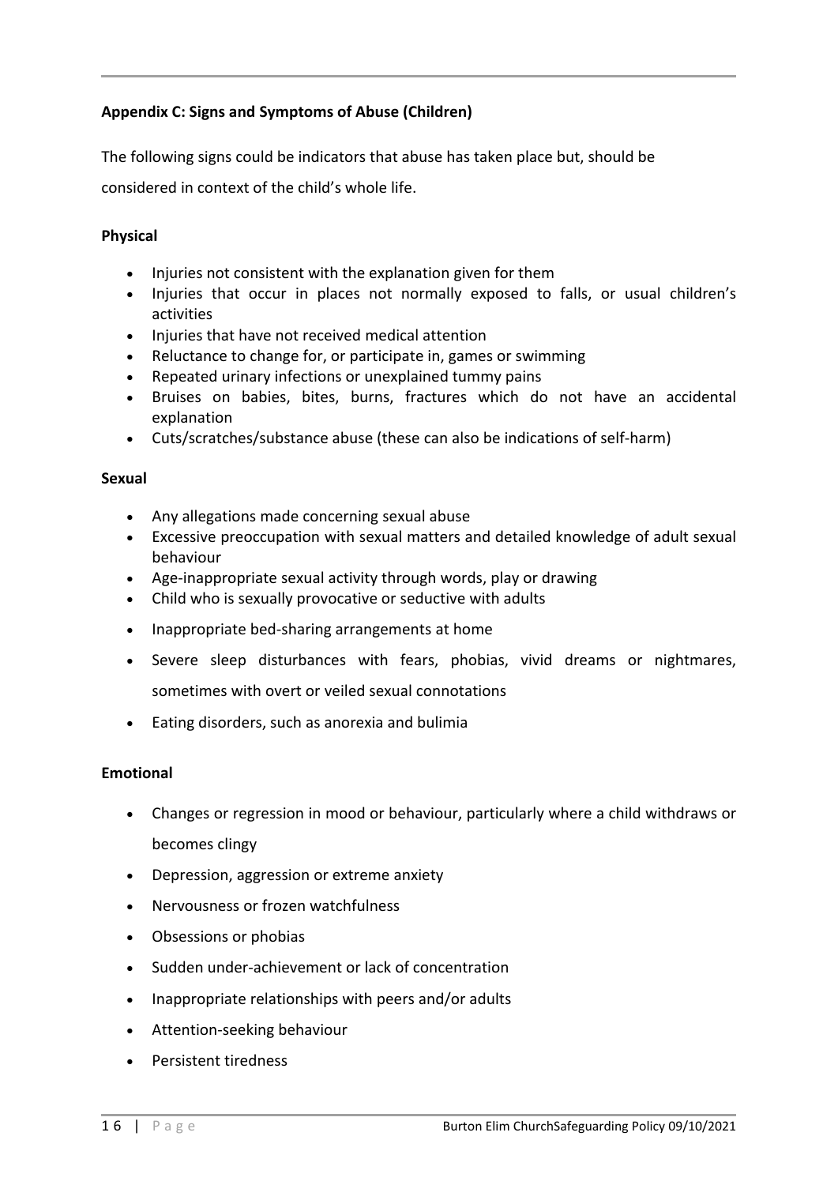**Appendix C: Signs and Symptoms of Abuse (Children)**

The following signs could be indicators that abuse has taken place but, should be considered in context of the child's whole life.

**Physical**

- Injuries not consistent with the explanation given for them
- Injuries that occur in places not normally exposed to falls, or usual children's activities
- Injuries that have not received medical attention
- Reluctance to change for, or participate in, games or swimming
- Repeated urinary infections or unexplained tummy pains
- Bruises on babies, bites, burns, fractures which do not have an accidental explanation
- Cuts/scratches/substance abuse (these can also be indications of self-harm)

**Sexual**

- Any allegations made concerning sexual abuse
- Excessive preoccupation with sexual matters and detailed knowledge of adult sexual behaviour
- Age-inappropriate sexual activity through words, play or drawing
- Child who is sexually provocative or seductive with adults
- Inappropriate bed-sharing arrangements at home
- Severe sleep disturbances with fears, phobias, vivid dreams or nightmares, sometimes with overt or veiled sexual connotations
- Eating disorders, such as anorexia and bulimia

**Emotional**

- Changes or regression in mood or behaviour, particularly where a child withdraws or becomes clingy
- Depression, aggression or extreme anxiety
- Nervousness or frozen watchfulness
- Obsessions or phobias
- Sudden under-achievement or lack of concentration
- Inappropriate relationships with peers and/or adults
- Attention-seeking behaviour
- Persistent tiredness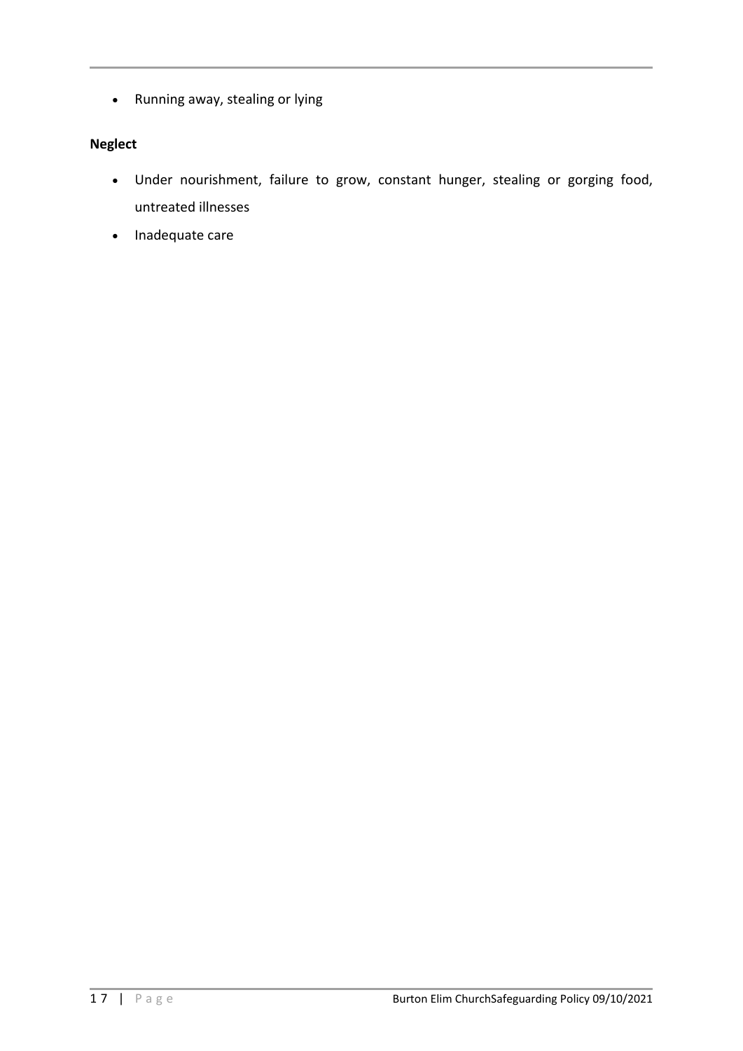- Running away, stealing or lying

**Neglect**

- Under nourishment, failure to grow, constant hunger, stealing or gorging food, untreated illnesses
- Inadequate care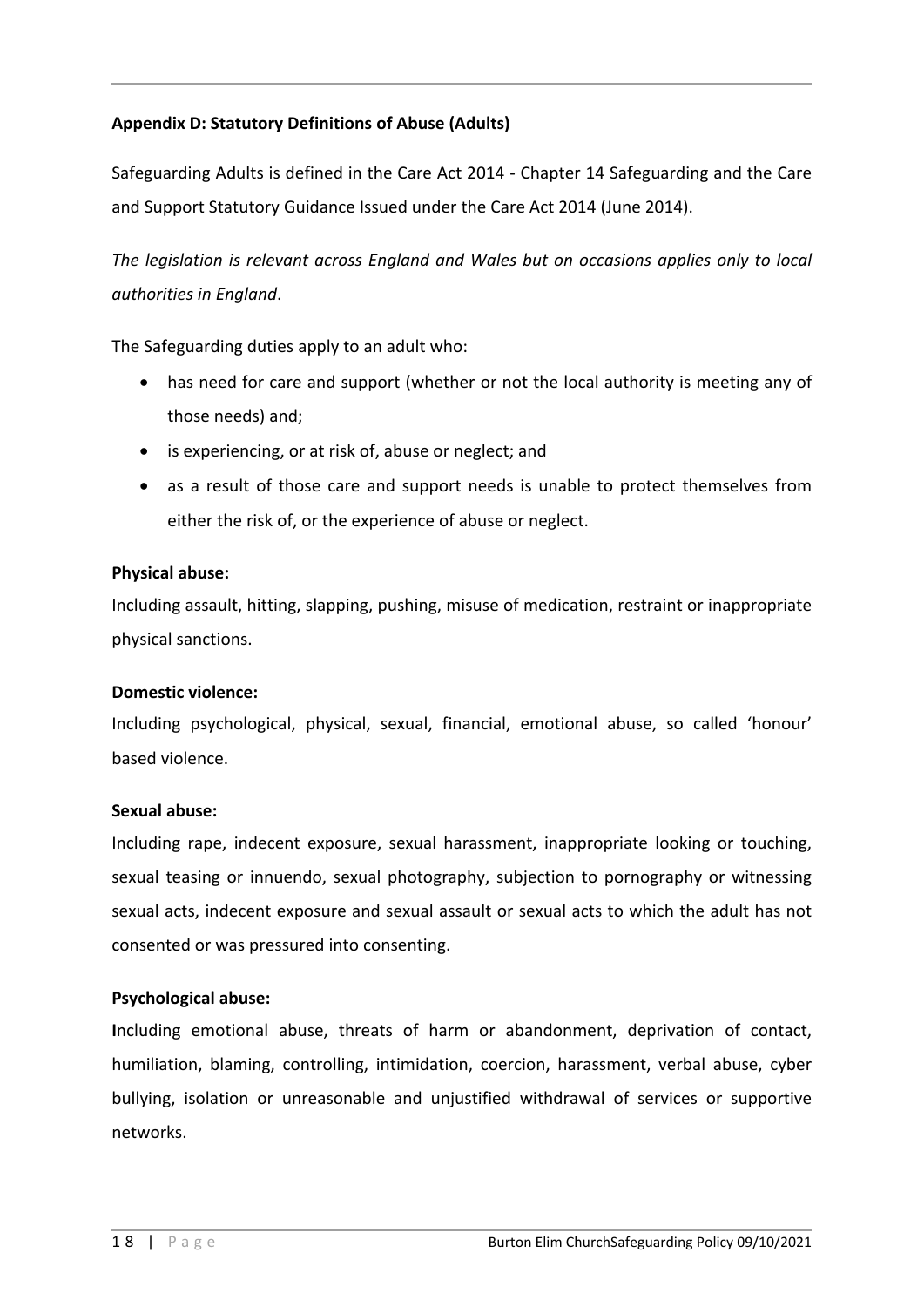## Appendix D: Statutory Definitions of Abuse (Adults)

Safeguarding Adults is defined in the Care Act 2014 - Chapter 14 Safeguarding and the Care and Support Statutory Guidance Issued under the Care Act 2014 (June 2014).

*The legislation is relevant across England and Wales but on occasions applies only to local authorities in England*.

The Safeguarding duties apply to an adult who:

- has need for care and support (whether or not the local authority is meeting any of those needs) and;
- is experiencing, or at risk of, abuse or neglect; and
- as a result of those care and support needs is unable to protect themselves from either the risk of, or the experience of abuse or neglect.

**Physical abuse:**
Including assault, hitting, slapping, pushing, misuse of medication, restraint or inappropriate physical sanctions.

**Domestic violence:**
Including psychological, physical, sexual, financial, emotional abuse, so called 'honour' based violence.

**Sexual abuse:**
Including rape, indecent exposure, sexual harassment, inappropriate looking or touching, sexual teasing or innuendo, sexual photography, subjection to pornography or witnessing sexual acts, indecent exposure and sexual assault or sexual acts to which the adult has not consented or was pressured into consenting.

**Psychological abuse:**
Including emotional abuse, threats of harm or abandonment, deprivation of contact, humiliation, blaming, controlling, intimidation, coercion, harassment, verbal abuse, cyber bullying, isolation or unreasonable and unjustified withdrawal of services or supportive networks.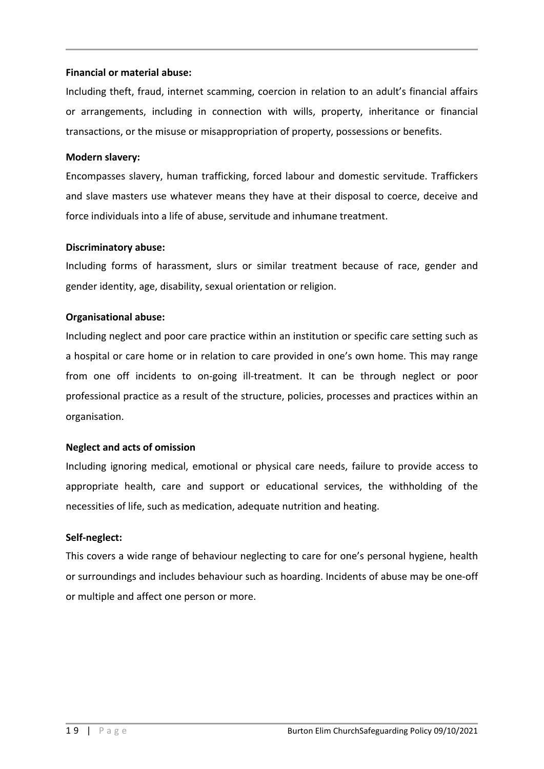**Financial or material abuse:**

Including theft, fraud, internet scamming, coercion in relation to an adult's financial affairs or arrangements, including in connection with wills, property, inheritance or financial transactions, or the misuse or misappropriation of property, possessions or benefits.

**Modern slavery:**

Encompasses slavery, human trafficking, forced labour and domestic servitude. Traffickers and slave masters use whatever means they have at their disposal to coerce, deceive and force individuals into a life of abuse, servitude and inhumane treatment.

**Discriminatory abuse:**

Including forms of harassment, slurs or similar treatment because of race, gender and gender identity, age, disability, sexual orientation or religion.

**Organisational abuse:**

Including neglect and poor care practice within an institution or specific care setting such as a hospital or care home or in relation to care provided in one's own home. This may range from one off incidents to on-going ill-treatment. It can be through neglect or poor professional practice as a result of the structure, policies, processes and practices within an organisation.

**Neglect and acts of omission**

Including ignoring medical, emotional or physical care needs, failure to provide access to appropriate health, care and support or educational services, the withholding of the necessities of life, such as medication, adequate nutrition and heating.

**Self-neglect:**

This covers a wide range of behaviour neglecting to care for one's personal hygiene, health or surroundings and includes behaviour such as hoarding. Incidents of abuse may be one-off or multiple and affect one person or more.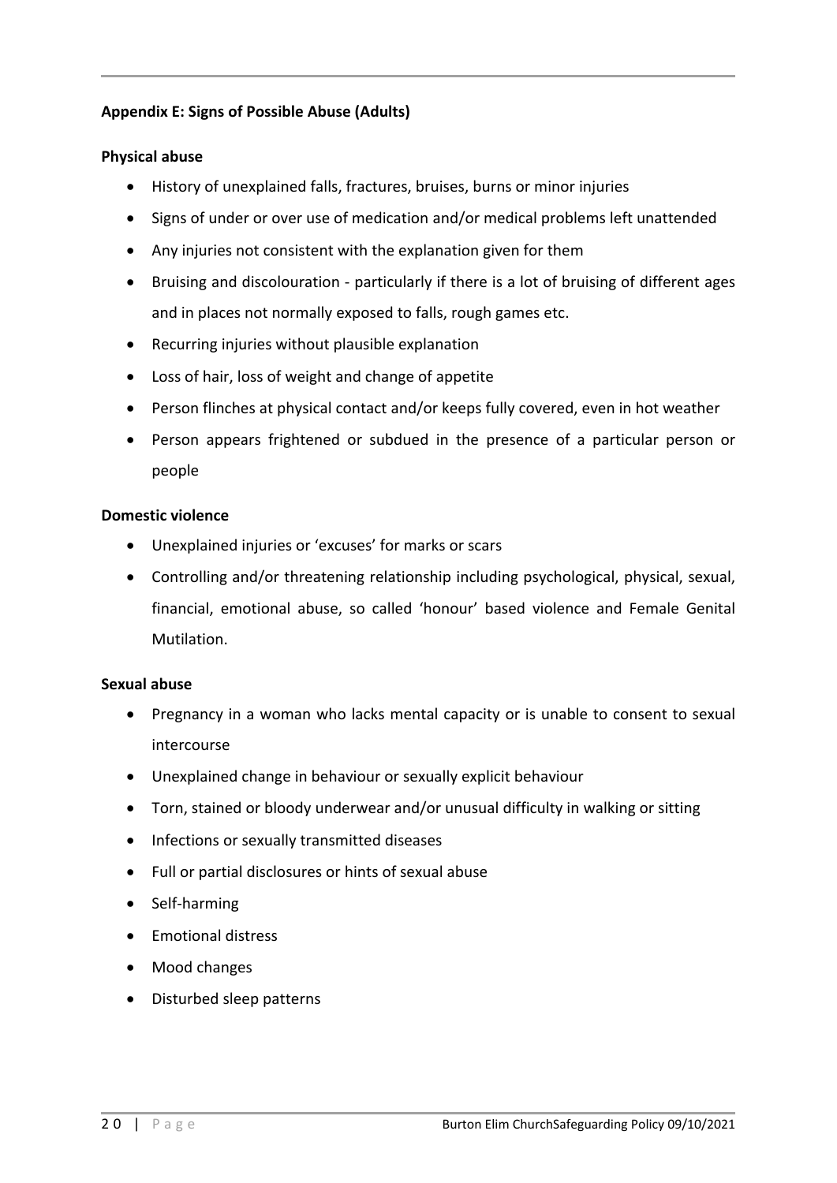**Appendix E: Signs of Possible Abuse (Adults)**

**Physical abuse**

- History of unexplained falls, fractures, bruises, burns or minor injuries
- Signs of under or over use of medication and/or medical problems left unattended
- Any injuries not consistent with the explanation given for them
- Bruising and discolouration - particularly if there is a lot of bruising of different ages and in places not normally exposed to falls, rough games etc.
- Recurring injuries without plausible explanation
- Loss of hair, loss of weight and change of appetite
- Person flinches at physical contact and/or keeps fully covered, even in hot weather
- Person appears frightened or subdued in the presence of a particular person or people

**Domestic violence**

- Unexplained injuries or 'excuses' for marks or scars
- Controlling and/or threatening relationship including psychological, physical, sexual, financial, emotional abuse, so called 'honour' based violence and Female Genital Mutilation.

**Sexual abuse**

- Pregnancy in a woman who lacks mental capacity or is unable to consent to sexual intercourse
- Unexplained change in behaviour or sexually explicit behaviour
- Torn, stained or bloody underwear and/or unusual difficulty in walking or sitting
- Infections or sexually transmitted diseases
- Full or partial disclosures or hints of sexual abuse
- Self-harming
- Emotional distress
- Mood changes
- Disturbed sleep patterns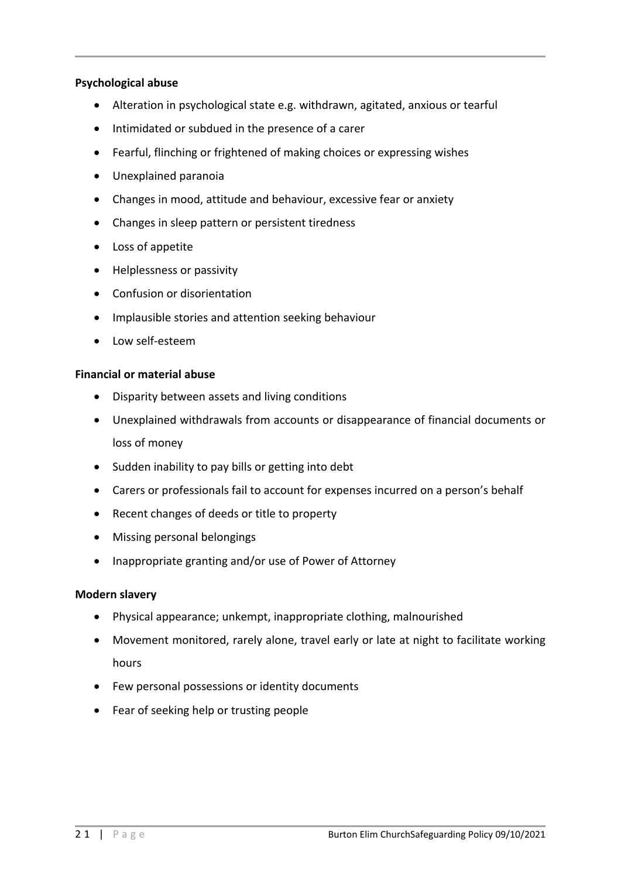**Psychological abuse**

- Alteration in psychological state e.g. withdrawn, agitated, anxious or tearful
- Intimidated or subdued in the presence of a carer
- Fearful, flinching or frightened of making choices or expressing wishes
- Unexplained paranoia
- Changes in mood, attitude and behaviour, excessive fear or anxiety
- Changes in sleep pattern or persistent tiredness
- Loss of appetite
- Helplessness or passivity
- Confusion or disorientation
- Implausible stories and attention seeking behaviour
- Low self-esteem

**Financial or material abuse**

- Disparity between assets and living conditions
- Unexplained withdrawals from accounts or disappearance of financial documents or loss of money
- Sudden inability to pay bills or getting into debt
- Carers or professionals fail to account for expenses incurred on a person's behalf
- Recent changes of deeds or title to property
- Missing personal belongings
- Inappropriate granting and/or use of Power of Attorney

**Modern slavery**

- Physical appearance; unkempt, inappropriate clothing, malnourished
- Movement monitored, rarely alone, travel early or late at night to facilitate working hours
- Few personal possessions or identity documents
- Fear of seeking help or trusting people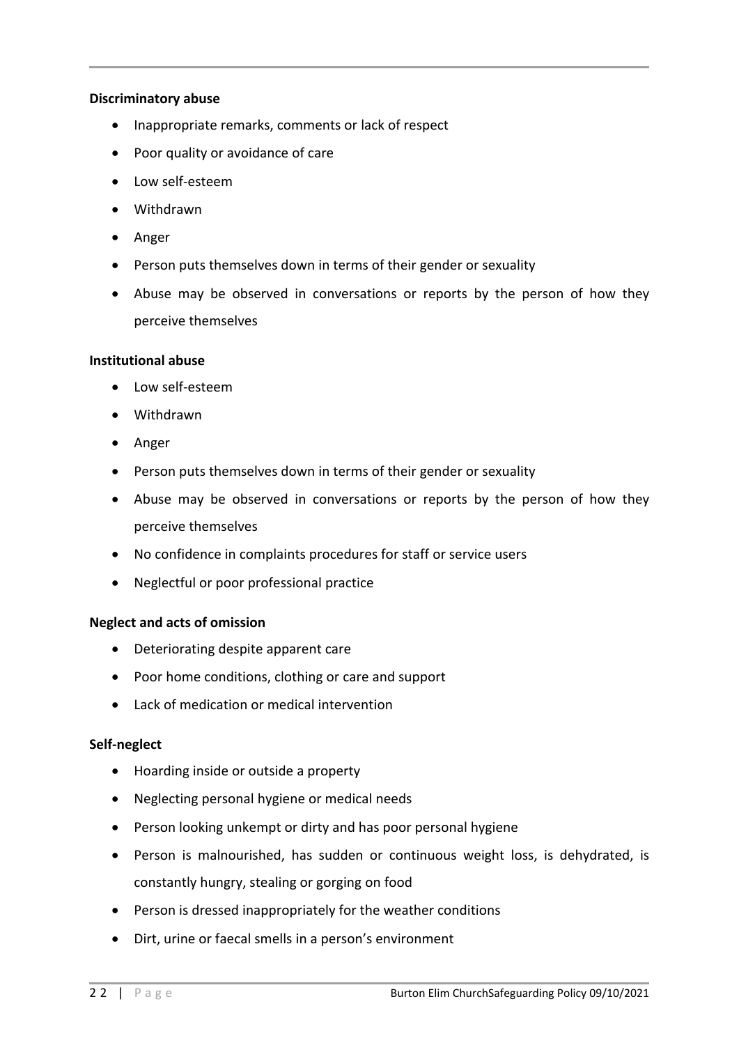**Discriminatory abuse**

- Inappropriate remarks, comments or lack of respect
- Poor quality or avoidance of care
- Low self-esteem
- Withdrawn
- Anger
- Person puts themselves down in terms of their gender or sexuality
- Abuse may be observed in conversations or reports by the person of how they perceive themselves

**Institutional abuse**

- Low self-esteem
- Withdrawn
- Anger
- Person puts themselves down in terms of their gender or sexuality
- Abuse may be observed in conversations or reports by the person of how they perceive themselves
- No confidence in complaints procedures for staff or service users
- Neglectful or poor professional practice

**Neglect and acts of omission**

- Deteriorating despite apparent care
- Poor home conditions, clothing or care and support
- Lack of medication or medical intervention

**Self-neglect**

- Hoarding inside or outside a property
- Neglecting personal hygiene or medical needs
- Person looking unkempt or dirty and has poor personal hygiene
- Person is malnourished, has sudden or continuous weight loss, is dehydrated, is constantly hungry, stealing or gorging on food
- Person is dressed inappropriately for the weather conditions
- Dirt, urine or faecal smells in a person's environment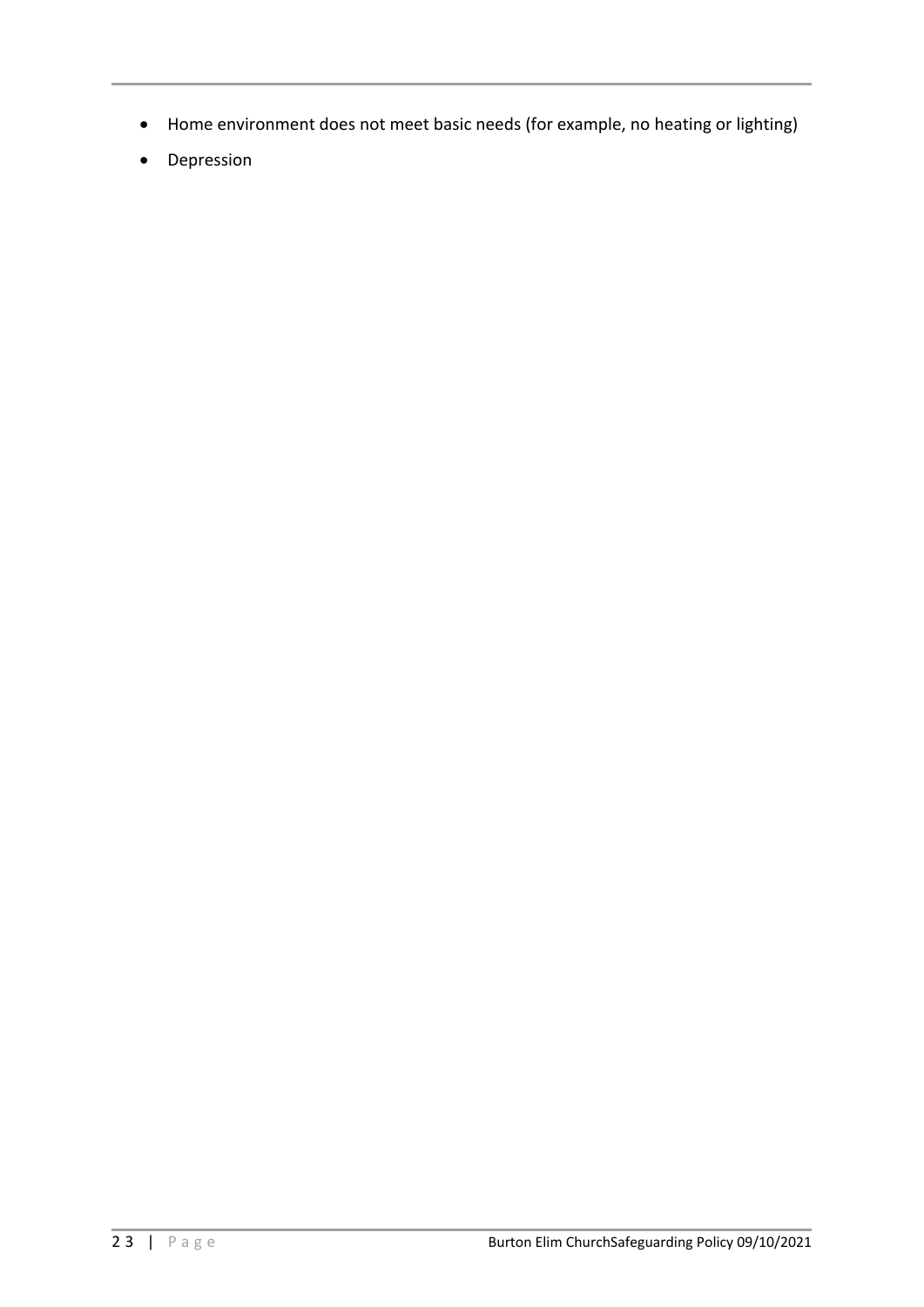- Home environment does not meet basic needs (for example, no heating or lighting)
- Depression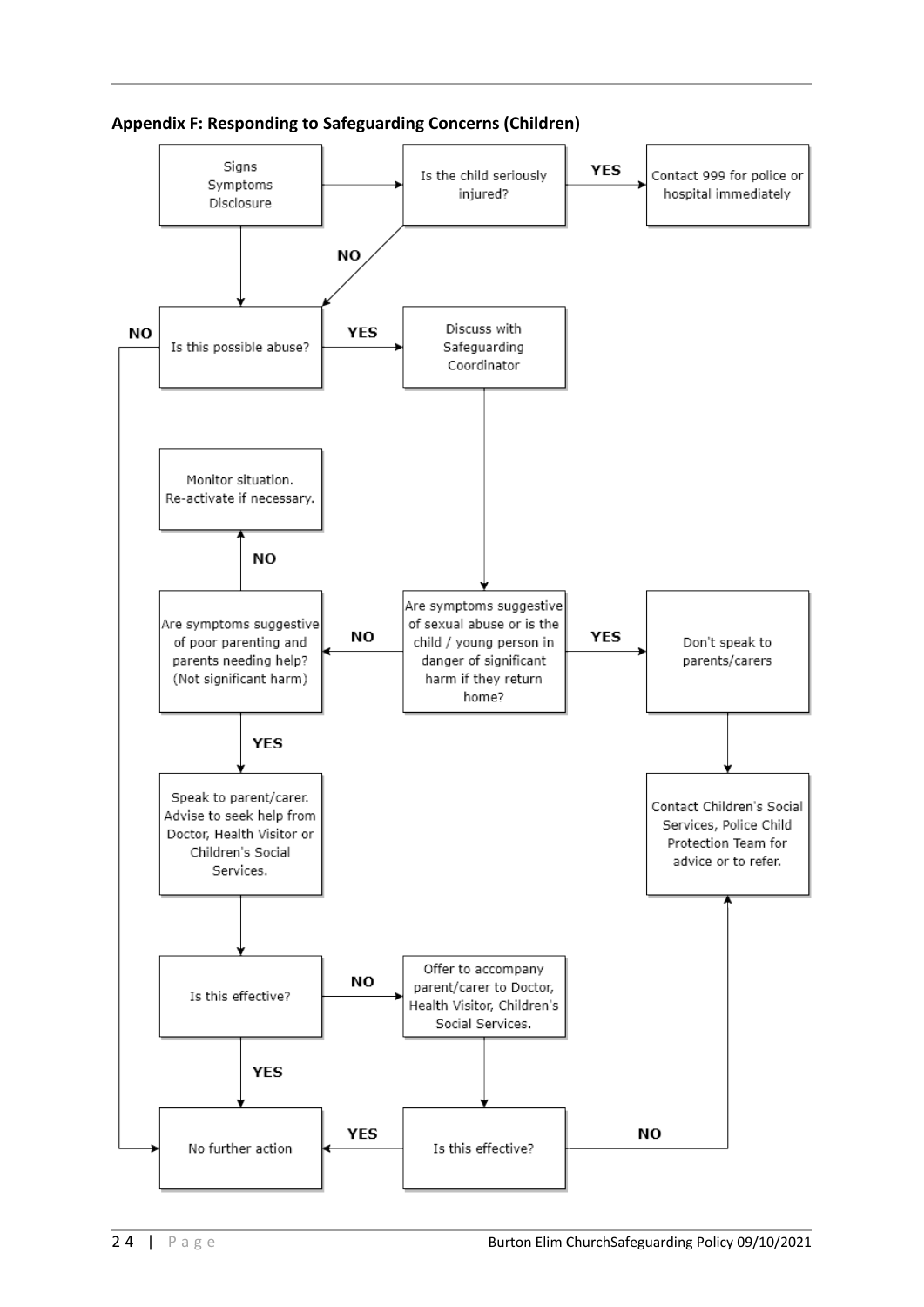**Appendix F: Responding to Safeguarding Concerns (Children)**

Signs
Symptoms
Disclosure

Is the child seriously injured?

YES

Contact 999 for police or hospital immediately

NO

NO

Is this possible abuse?

YES

Discuss with Safeguarding Coordinator

Monitor situation. Re-activate if necessary.

NO

Are symptoms suggestive of poor parenting and parents needing help? (Not significant harm)

NO

Are symptoms suggestive of sexual abuse or is the child / young person in danger of significant harm if they return home?

YES

Don't speak to parents/carers

YES

Speak to parent/carer. Advise to seek help from Doctor, Health Visitor or Children's Social Services.

Contact Children's Social Services, Police Child Protection Team for advice or to refer.

Is this effective?

NO

Offer to accompany parent/carer to Doctor, Health Visitor, Children's Social Services.

YES

No further action

YES

Is this effective?

NO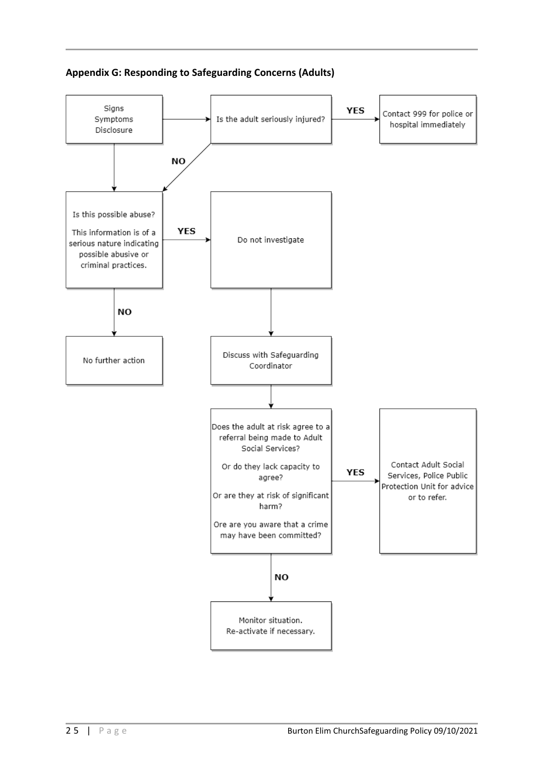## Appendix G: Responding to Safeguarding Concerns (Adults)

Signs
Symptoms
Disclosure

Is the adult seriously injured?

YES

Contact 999 for police or hospital immediately

NO

Is this possible abuse?

This information is of a serious nature indicating possible abusive or criminal practices.

YES

Do not investigate

NO

No further action

Discuss with Safeguarding Coordinator

Does the adult at risk agree to a referral being made to Adult Social Services?

Or do they lack capacity to agree?

Or are they at risk of significant harm?

Ore are you aware that a crime may have been committed?

YES

Contact Adult Social Services, Police Public Protection Unit for advice or to refer.

NO

Monitor situation.
Re-activate if necessary.